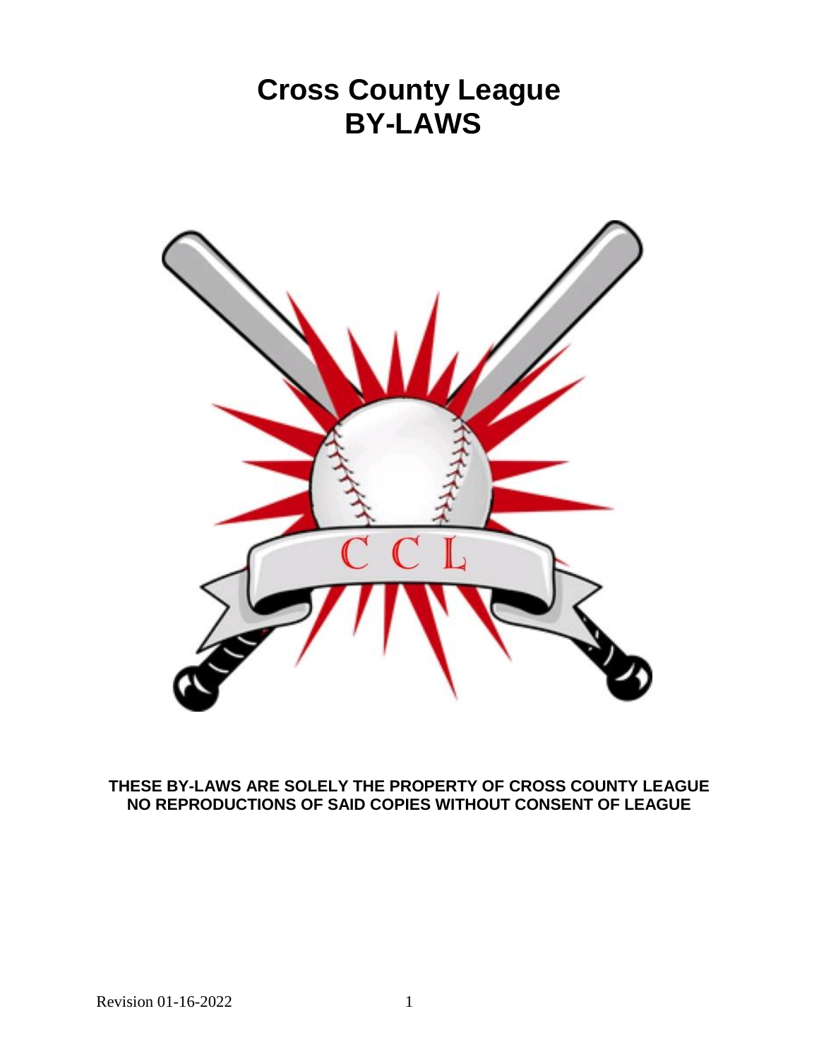# Cross County League BY-LAWS

**THESE BY-LAWS ARE SOLELY THE PROPERTY OF CROSS COUNTY LEAGUE NO REPRODUCTIONS OF SAID COPIES WITHOUT CONSENT OF LEAGUE**

Revision 01-16-2022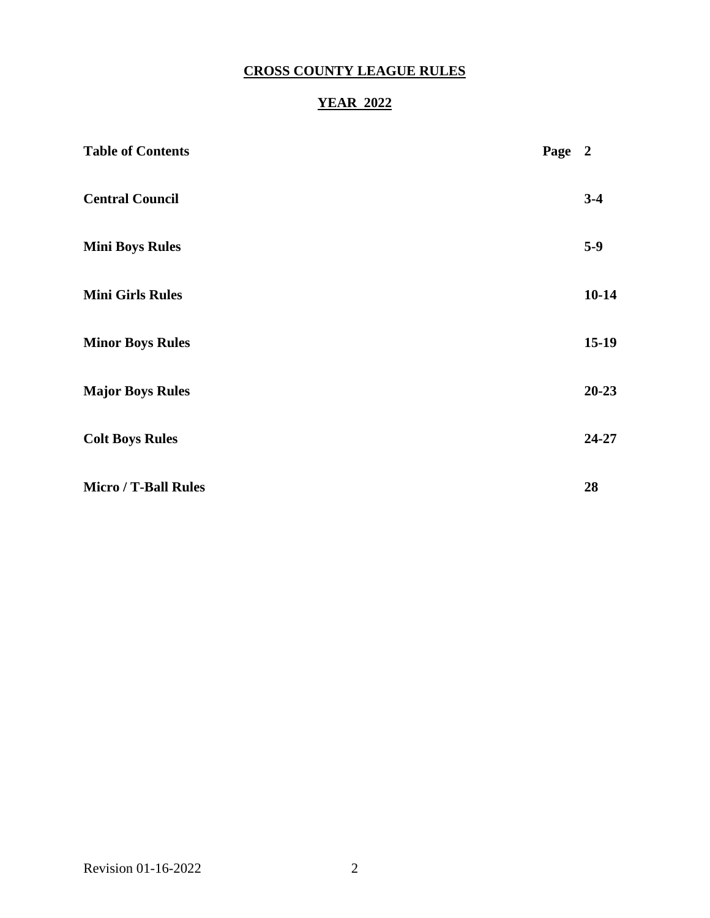# CROSS COUNTY LEAGUE RULES

## YEAR 2022

| **Table of Contents** | **Page 2** |
| --- | --- |
| **Central Council** | **3-4** |
| **Mini Boys Rules** | **5-9** |
| **Mini Girls Rules** | **10-14** |
| **Minor Boys Rules** | **15-19** |
| **Major Boys Rules** | **20-23** |
| **Colt Boys Rules** | **24-27** |
| **Micro / T-Ball Rules** | **28** |

Revision 01-16-2022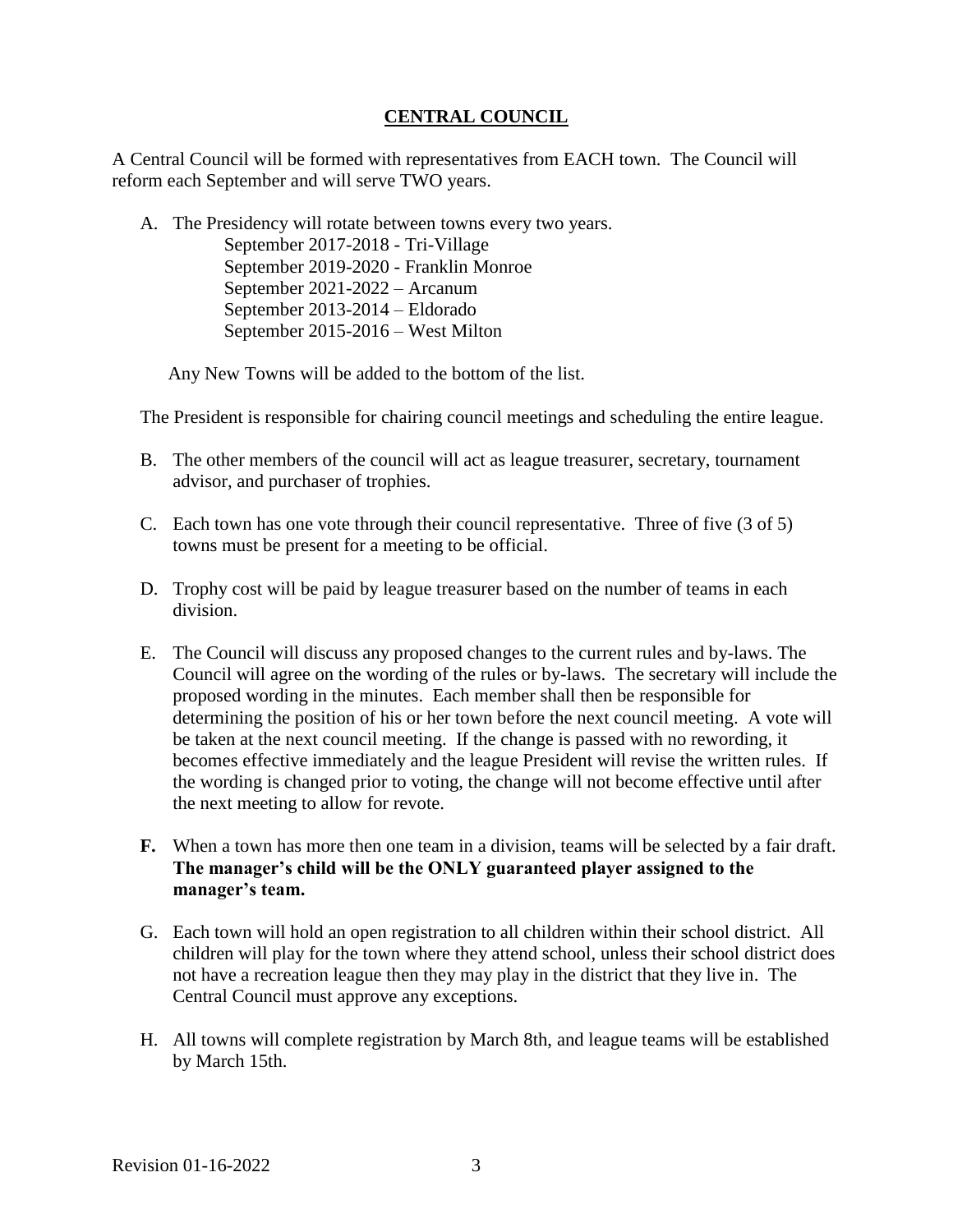## CENTRAL COUNCIL

A Central Council will be formed with representatives from EACH town. The Council will reform each September and will serve TWO years.

A. The Presidency will rotate between towns every two years.

   September 2017-2018 - Tri-Village
   September 2019-2020 - Franklin Monroe
   September 2021-2022 – Arcanum
   September 2013-2014 – Eldorado
   September 2015-2016 – West Milton

   Any New Towns will be added to the bottom of the list.

   The President is responsible for chairing council meetings and scheduling the entire league.

B. The other members of the council will act as league treasurer, secretary, tournament advisor, and purchaser of trophies.

C. Each town has one vote through their council representative. Three of five (3 of 5) towns must be present for a meeting to be official.

D. Trophy cost will be paid by league treasurer based on the number of teams in each division.

E. The Council will discuss any proposed changes to the current rules and by-laws. The Council will agree on the wording of the rules or by-laws. The secretary will include the proposed wording in the minutes. Each member shall then be responsible for determining the position of his or her town before the next council meeting. A vote will be taken at the next council meeting. If the change is passed with no rewording, it becomes effective immediately and the league President will revise the written rules. If the wording is changed prior to voting, the change will not become effective until after the next meeting to allow for revote.

**F.** When a town has more then one team in a division, teams will be selected by a fair draft. **The manager's child will be the ONLY guaranteed player assigned to the manager's team.**

G. Each town will hold an open registration to all children within their school district. All children will play for the town where they attend school, unless their school district does not have a recreation league then they may play in the district that they live in. The Central Council must approve any exceptions.

H. All towns will complete registration by March 8th, and league teams will be established by March 15th.

Revision 01-16-2022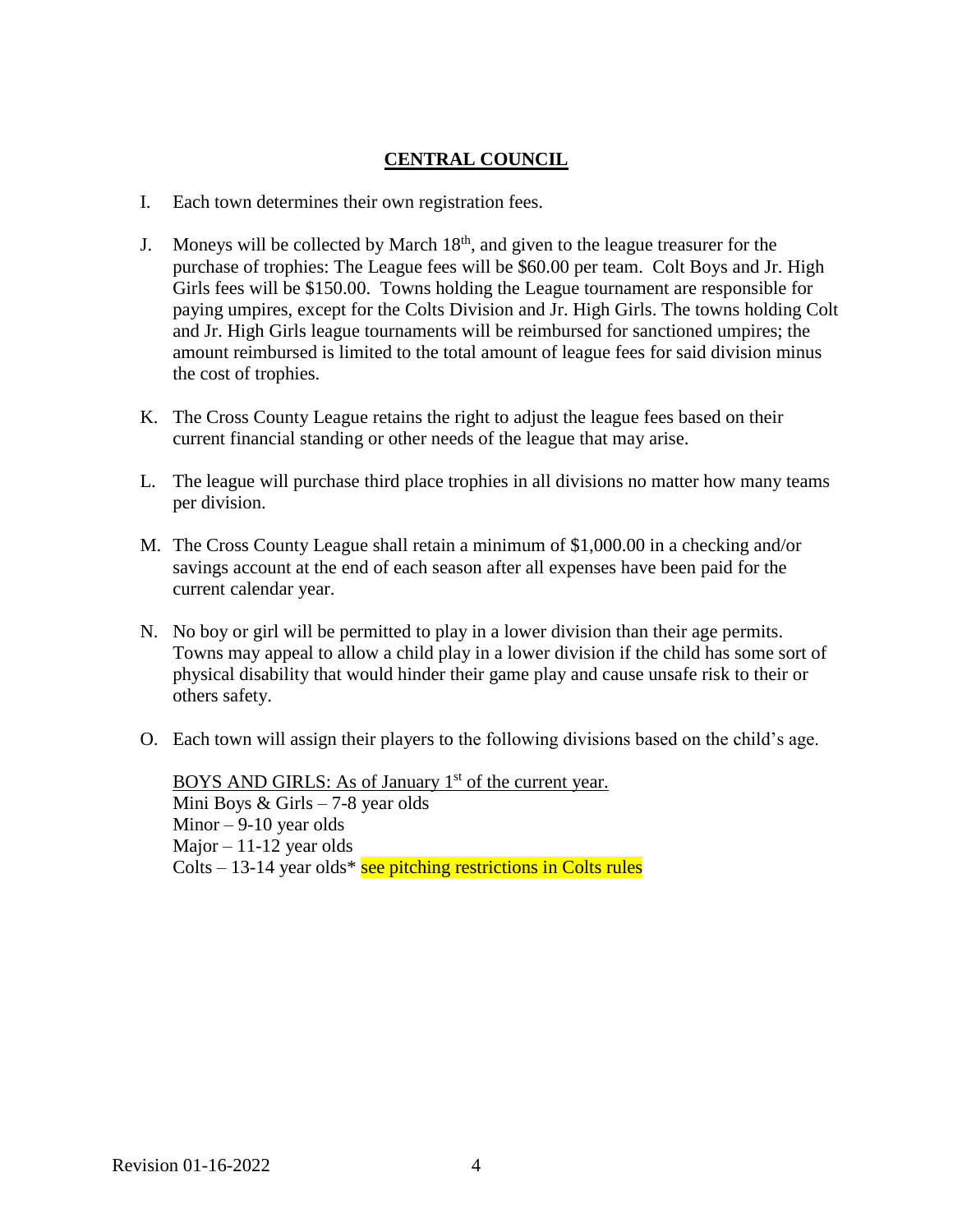## CENTRAL COUNCIL

I. Each town determines their own registration fees.

J. Moneys will be collected by March 18th, and given to the league treasurer for the purchase of trophies: The League fees will be $60.00 per team. Colt Boys and Jr. High Girls fees will be $150.00. Towns holding the League tournament are responsible for paying umpires, except for the Colts Division and Jr. High Girls. The towns holding Colt and Jr. High Girls league tournaments will be reimbursed for sanctioned umpires; the amount reimbursed is limited to the total amount of league fees for said division minus the cost of trophies.

K. The Cross County League retains the right to adjust the league fees based on their current financial standing or other needs of the league that may arise.

L. The league will purchase third place trophies in all divisions no matter how many teams per division.

M. The Cross County League shall retain a minimum of $1,000.00 in a checking and/or savings account at the end of each season after all expenses have been paid for the current calendar year.

N. No boy or girl will be permitted to play in a lower division than their age permits. Towns may appeal to allow a child play in a lower division if the child has some sort of physical disability that would hinder their game play and cause unsafe risk to their or others safety.

O. Each town will assign their players to the following divisions based on the child's age.

BOYS AND GIRLS: As of January 1st of the current year.
Mini Boys & Girls – 7-8 year olds
Minor – 9-10 year olds
Major – 11-12 year olds
Colts – 13-14 year olds* see pitching restrictions in Colts rules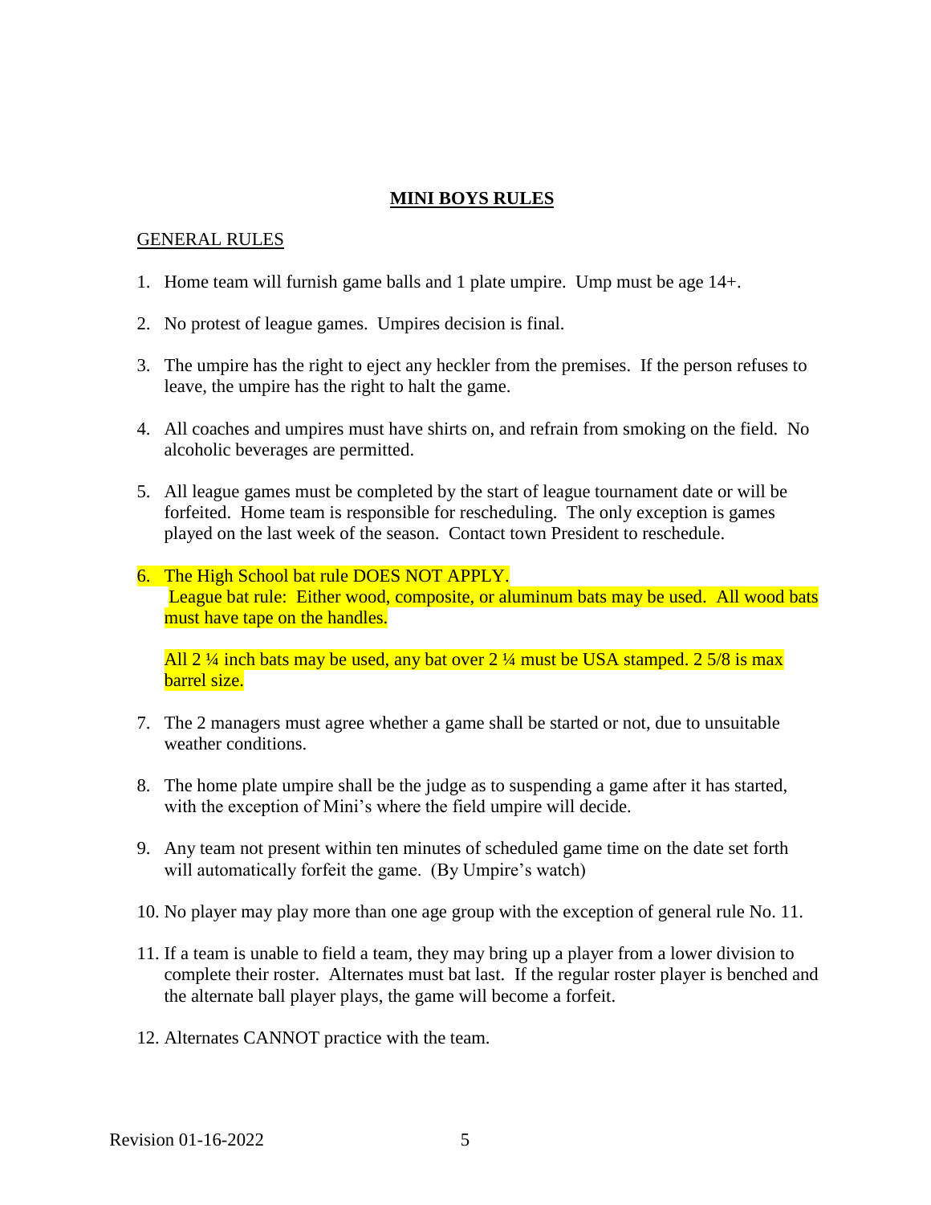# **MINI BOYS RULES**

## GENERAL RULES

1. Home team will furnish game balls and 1 plate umpire. Ump must be age 14+.

2. No protest of league games. Umpires decision is final.

3. The umpire has the right to eject any heckler from the premises. If the person refuses to leave, the umpire has the right to halt the game.

4. All coaches and umpires must have shirts on, and refrain from smoking on the field. No alcoholic beverages are permitted.

5. All league games must be completed by the start of league tournament date or will be forfeited. Home team is responsible for rescheduling. The only exception is games played on the last week of the season. Contact town President to reschedule.

6. The High School bat rule DOES NOT APPLY.
   League bat rule: Either wood, composite, or aluminum bats may be used. All wood bats must have tape on the handles.

   All 2 ¼ inch bats may be used, any bat over 2 ¼ must be USA stamped. 2 5/8 is max barrel size.

7. The 2 managers must agree whether a game shall be started or not, due to unsuitable weather conditions.

8. The home plate umpire shall be the judge as to suspending a game after it has started, with the exception of Mini's where the field umpire will decide.

9. Any team not present within ten minutes of scheduled game time on the date set forth will automatically forfeit the game. (By Umpire's watch)

10. No player may play more than one age group with the exception of general rule No. 11.

11. If a team is unable to field a team, they may bring up a player from a lower division to complete their roster. Alternates must bat last. If the regular roster player is benched and the alternate ball player plays, the game will become a forfeit.

12. Alternates CANNOT practice with the team.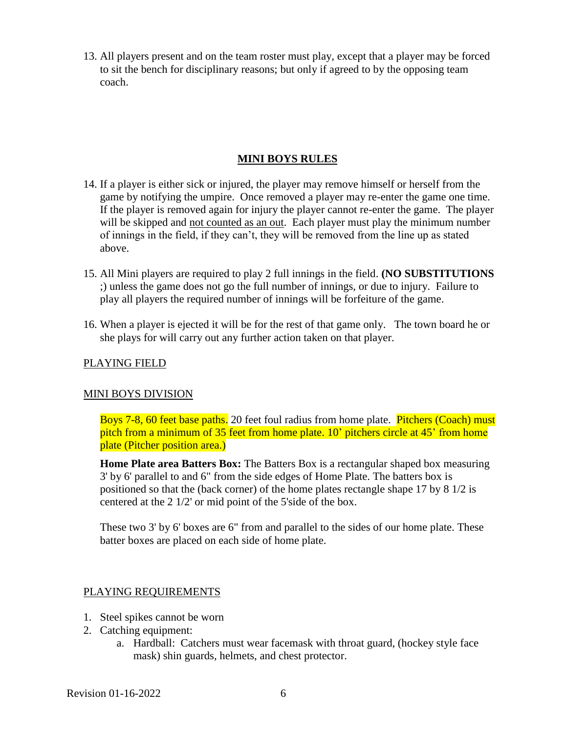13. All players present and on the team roster must play, except that a player may be forced to sit the bench for disciplinary reasons; but only if agreed to by the opposing team coach.

## MINI BOYS RULES

14. If a player is either sick or injured, the player may remove himself or herself from the game by notifying the umpire. Once removed a player may re-enter the game one time. If the player is removed again for injury the player cannot re-enter the game. The player will be skipped and not counted as an out. Each player must play the minimum number of innings in the field, if they can't, they will be removed from the line up as stated above.

15. All Mini players are required to play 2 full innings in the field. **(NO SUBSTITUTIONS** ;) unless the game does not go the full number of innings, or due to injury. Failure to play all players the required number of innings will be forfeiture of the game.

16. When a player is ejected it will be for the rest of that game only. The town board he or she plays for will carry out any further action taken on that player.

PLAYING FIELD

MINI BOYS DIVISION

Boys 7-8, 60 feet base paths. 20 feet foul radius from home plate. Pitchers (Coach) must pitch from a minimum of 35 feet from home plate. 10' pitchers circle at 45' from home plate (Pitcher position area.)

**Home Plate area Batters Box:** The Batters Box is a rectangular shaped box measuring 3' by 6' parallel to and 6" from the side edges of Home Plate. The batters box is positioned so that the (back corner) of the home plates rectangle shape 17 by 8 1/2 is centered at the 2 1/2' or mid point of the 5'side of the box.

These two 3' by 6' boxes are 6" from and parallel to the sides of our home plate. These batter boxes are placed on each side of home plate.

PLAYING REQUIREMENTS

1. Steel spikes cannot be worn
2. Catching equipment:
    a. Hardball: Catchers must wear facemask with throat guard, (hockey style face mask) shin guards, helmets, and chest protector.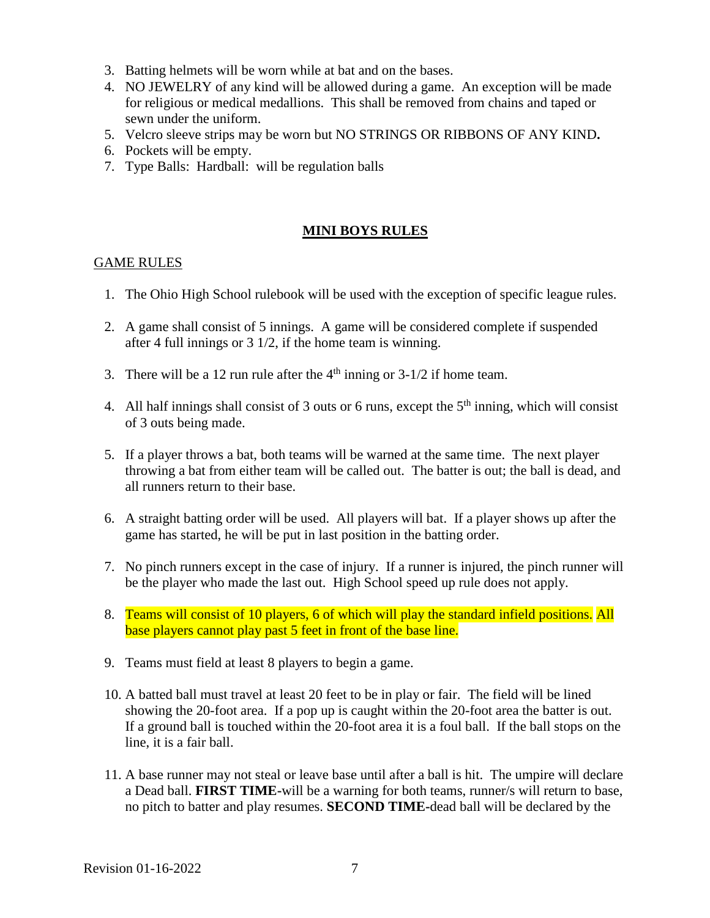3. Batting helmets will be worn while at bat and on the bases.
4. NO JEWELRY of any kind will be allowed during a game. An exception will be made for religious or medical medallions. This shall be removed from chains and taped or sewn under the uniform.
5. Velcro sleeve strips may be worn but NO STRINGS OR RIBBONS OF ANY KIND**.**
6. Pockets will be empty.
7. Type Balls: Hardball: will be regulation balls

## MINI BOYS RULES

GAME RULES

1. The Ohio High School rulebook will be used with the exception of specific league rules.
2. A game shall consist of 5 innings. A game will be considered complete if suspended after 4 full innings or 3 1/2, if the home team is winning.
3. There will be a 12 run rule after the 4th inning or 3-1/2 if home team.
4. All half innings shall consist of 3 outs or 6 runs, except the 5th inning, which will consist of 3 outs being made.
5. If a player throws a bat, both teams will be warned at the same time. The next player throwing a bat from either team will be called out. The batter is out; the ball is dead, and all runners return to their base.
6. A straight batting order will be used. All players will bat. If a player shows up after the game has started, he will be put in last position in the batting order.
7. No pinch runners except in the case of injury. If a runner is injured, the pinch runner will be the player who made the last out. High School speed up rule does not apply.
8. Teams will consist of 10 players, 6 of which will play the standard infield positions. All base players cannot play past 5 feet in front of the base line.
9. Teams must field at least 8 players to begin a game.
10. A batted ball must travel at least 20 feet to be in play or fair. The field will be lined showing the 20-foot area. If a pop up is caught within the 20-foot area the batter is out. If a ground ball is touched within the 20-foot area it is a foul ball. If the ball stops on the line, it is a fair ball.
11. A base runner may not steal or leave base until after a ball is hit. The umpire will declare a Dead ball. **FIRST TIME**-will be a warning for both teams, runner/s will return to base, no pitch to batter and play resumes. **SECOND TIME**-dead ball will be declared by the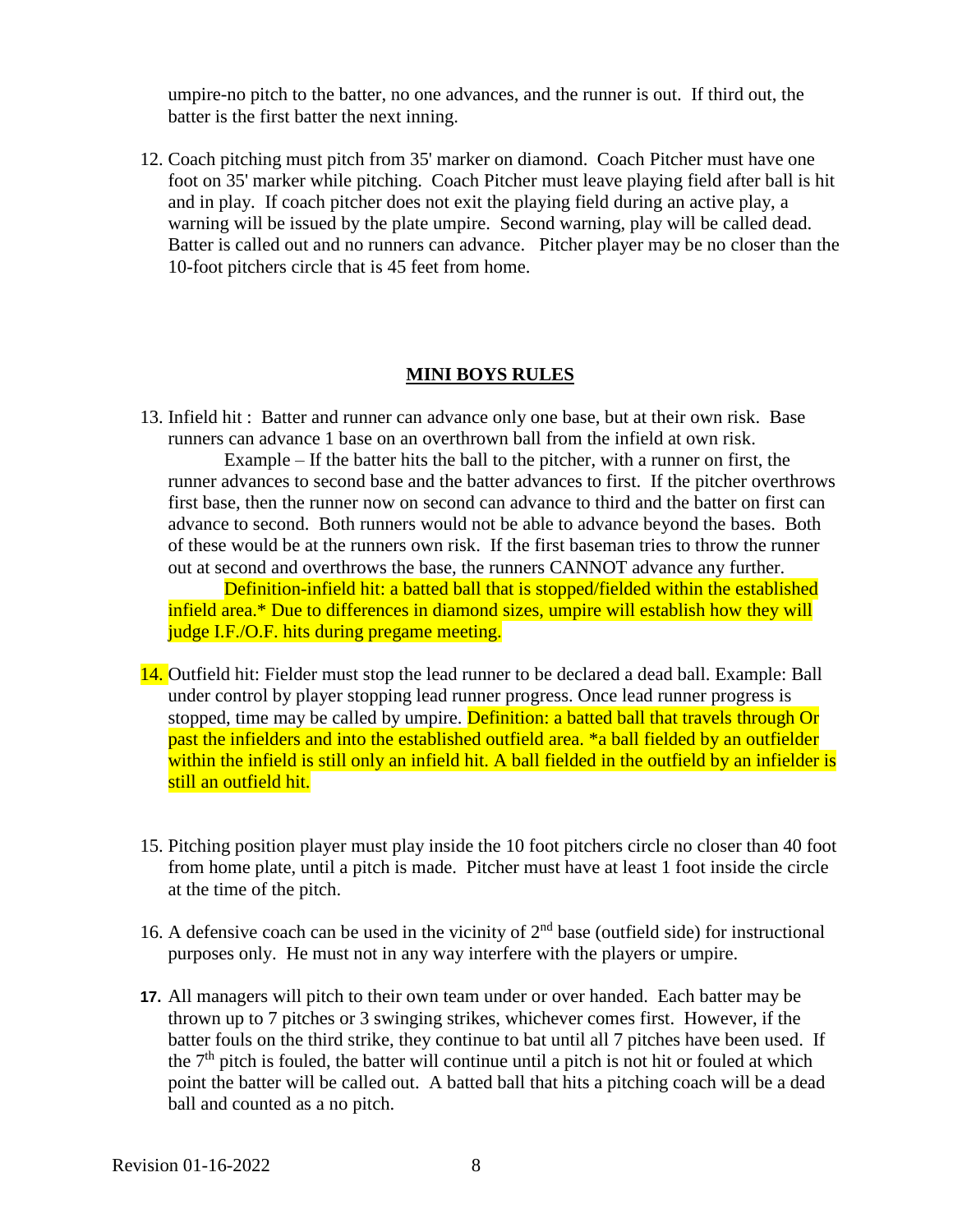umpire-no pitch to the batter, no one advances, and the runner is out. If third out, the batter is the first batter the next inning.

12. Coach pitching must pitch from 35' marker on diamond. Coach Pitcher must have one foot on 35' marker while pitching. Coach Pitcher must leave playing field after ball is hit and in play. If coach pitcher does not exit the playing field during an active play, a warning will be issued by the plate umpire. Second warning, play will be called dead. Batter is called out and no runners can advance. Pitcher player may be no closer than the 10-foot pitchers circle that is 45 feet from home.

## MINI BOYS RULES

13. Infield hit : Batter and runner can advance only one base, but at their own risk. Base runners can advance 1 base on an overthrown ball from the infield at own risk.

    Example – If the batter hits the ball to the pitcher, with a runner on first, the runner advances to second base and the batter advances to first. If the pitcher overthrows first base, then the runner now on second can advance to third and the batter on first can advance to second. Both runners would not be able to advance beyond the bases. Both of these would be at the runners own risk. If the first baseman tries to throw the runner out at second and overthrows the base, the runners CANNOT advance any further.

    Definition-infield hit: a batted ball that is stopped/fielded within the established infield area.* Due to differences in diamond sizes, umpire will establish how they will judge I.F./O.F. hits during pregame meeting.

14. Outfield hit: Fielder must stop the lead runner to be declared a dead ball. Example: Ball under control by player stopping lead runner progress. Once lead runner progress is stopped, time may be called by umpire. Definition: a batted ball that travels through Or past the infielders and into the established outfield area. *a ball fielded by an outfielder within the infield is still only an infield hit. A ball fielded in the outfield by an infielder is still an outfield hit.

15. Pitching position player must play inside the 10 foot pitchers circle no closer than 40 foot from home plate, until a pitch is made. Pitcher must have at least 1 foot inside the circle at the time of the pitch.

16. A defensive coach can be used in the vicinity of 2nd base (outfield side) for instructional purposes only. He must not in any way interfere with the players or umpire.

17. All managers will pitch to their own team under or over handed. Each batter may be thrown up to 7 pitches or 3 swinging strikes, whichever comes first. However, if the batter fouls on the third strike, they continue to bat until all 7 pitches have been used. If the 7th pitch is fouled, the batter will continue until a pitch is not hit or fouled at which point the batter will be called out. A batted ball that hits a pitching coach will be a dead ball and counted as a no pitch.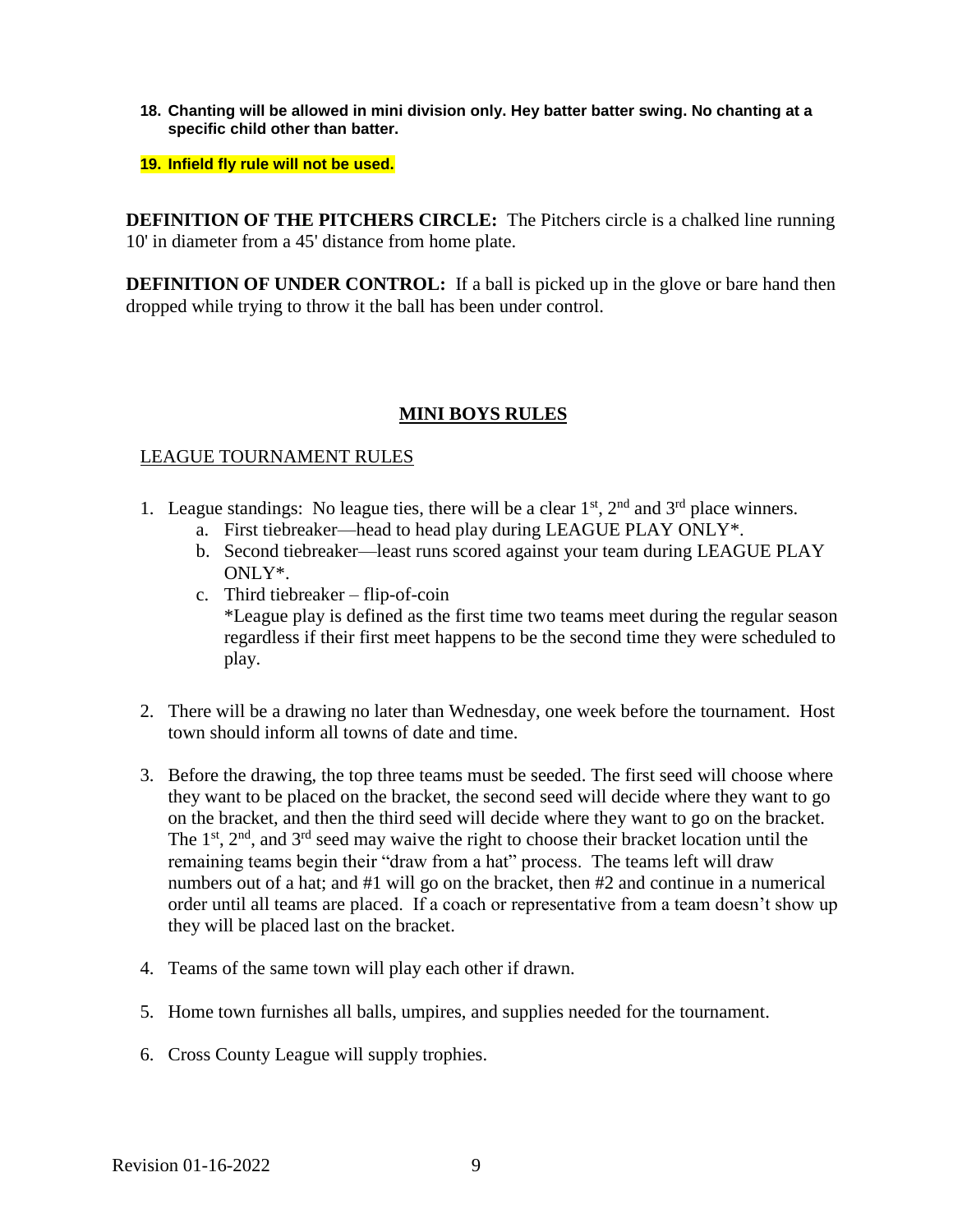18. **Chanting will be allowed in mini division only. Hey batter batter swing. No chanting at a specific child other than batter.**

19. **Infield fly rule will not be used.**

**DEFINITION OF THE PITCHERS CIRCLE:** The Pitchers circle is a chalked line running 10' in diameter from a 45' distance from home plate.

**DEFINITION OF UNDER CONTROL:** If a ball is picked up in the glove or bare hand then dropped while trying to throw it the ball has been under control.

## MINI BOYS RULES

### LEAGUE TOURNAMENT RULES

1. League standings: No league ties, there will be a clear 1st, 2nd and 3rd place winners.
   a. First tiebreaker—head to head play during LEAGUE PLAY ONLY*.
   b. Second tiebreaker—least runs scored against your team during LEAGUE PLAY ONLY*.
   c. Third tiebreaker – flip-of-coin
   *League play is defined as the first time two teams meet during the regular season regardless if their first meet happens to be the second time they were scheduled to play.

2. There will be a drawing no later than Wednesday, one week before the tournament. Host town should inform all towns of date and time.

3. Before the drawing, the top three teams must be seeded. The first seed will choose where they want to be placed on the bracket, the second seed will decide where they want to go on the bracket, and then the third seed will decide where they want to go on the bracket. The 1st, 2nd, and 3rd seed may waive the right to choose their bracket location until the remaining teams begin their "draw from a hat" process. The teams left will draw numbers out of a hat; and #1 will go on the bracket, then #2 and continue in a numerical order until all teams are placed. If a coach or representative from a team doesn't show up they will be placed last on the bracket.

4. Teams of the same town will play each other if drawn.

5. Home town furnishes all balls, umpires, and supplies needed for the tournament.

6. Cross County League will supply trophies.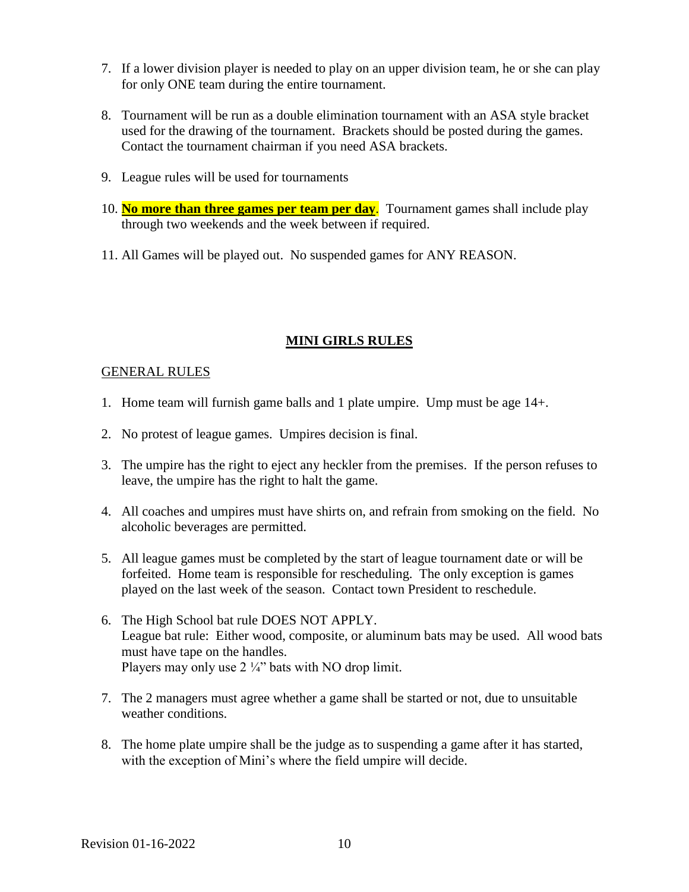7. If a lower division player is needed to play on an upper division team, he or she can play for only ONE team during the entire tournament.

8. Tournament will be run as a double elimination tournament with an ASA style bracket used for the drawing of the tournament. Brackets should be posted during the games. Contact the tournament chairman if you need ASA brackets.

9. League rules will be used for tournaments

10. **No more than three games per team per day**. Tournament games shall include play through two weekends and the week between if required.

11. All Games will be played out. No suspended games for ANY REASON.

## MINI GIRLS RULES

GENERAL RULES

1. Home team will furnish game balls and 1 plate umpire. Ump must be age 14+.

2. No protest of league games. Umpires decision is final.

3. The umpire has the right to eject any heckler from the premises. If the person refuses to leave, the umpire has the right to halt the game.

4. All coaches and umpires must have shirts on, and refrain from smoking on the field. No alcoholic beverages are permitted.

5. All league games must be completed by the start of league tournament date or will be forfeited. Home team is responsible for rescheduling. The only exception is games played on the last week of the season. Contact town President to reschedule.

6. The High School bat rule DOES NOT APPLY.
   League bat rule: Either wood, composite, or aluminum bats may be used. All wood bats must have tape on the handles.
   Players may only use 2 ¼" bats with NO drop limit.

7. The 2 managers must agree whether a game shall be started or not, due to unsuitable weather conditions.

8. The home plate umpire shall be the judge as to suspending a game after it has started, with the exception of Mini's where the field umpire will decide.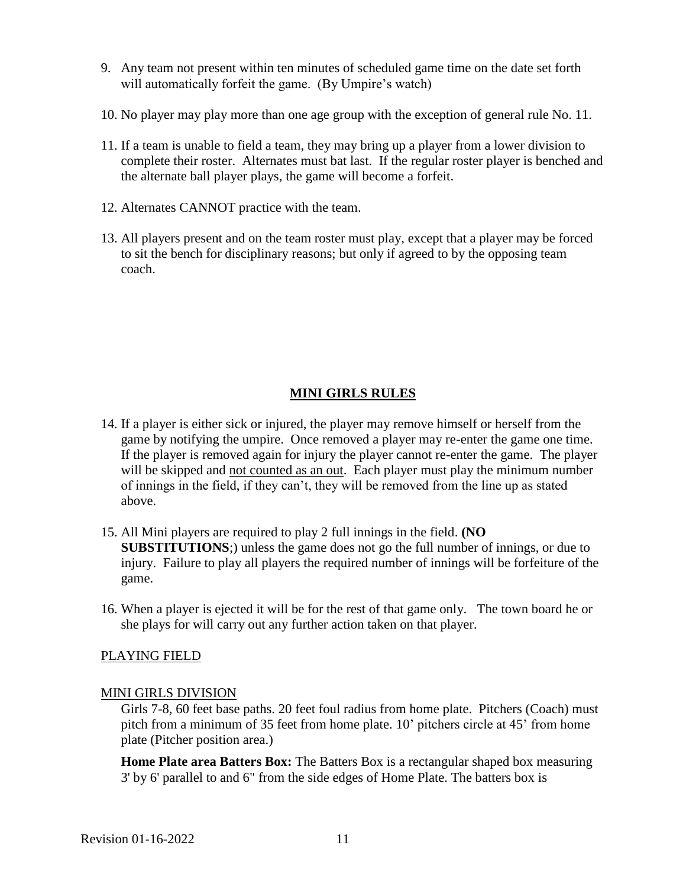9. Any team not present within ten minutes of scheduled game time on the date set forth will automatically forfeit the game. (By Umpire's watch)

10. No player may play more than one age group with the exception of general rule No. 11.

11. If a team is unable to field a team, they may bring up a player from a lower division to complete their roster. Alternates must bat last. If the regular roster player is benched and the alternate ball player plays, the game will become a forfeit.

12. Alternates CANNOT practice with the team.

13. All players present and on the team roster must play, except that a player may be forced to sit the bench for disciplinary reasons; but only if agreed to by the opposing team coach.

## MINI GIRLS RULES

14. If a player is either sick or injured, the player may remove himself or herself from the game by notifying the umpire. Once removed a player may re-enter the game one time. If the player is removed again for injury the player cannot re-enter the game. The player will be skipped and not counted as an out. Each player must play the minimum number of innings in the field, if they can't, they will be removed from the line up as stated above.

15. All Mini players are required to play 2 full innings in the field. **(NO SUBSTITUTIONS**;) unless the game does not go the full number of innings, or due to injury. Failure to play all players the required number of innings will be forfeiture of the game.

16. When a player is ejected it will be for the rest of that game only. The town board he or she plays for will carry out any further action taken on that player.

PLAYING FIELD

MINI GIRLS DIVISION

Girls 7-8, 60 feet base paths. 20 feet foul radius from home plate. Pitchers (Coach) must pitch from a minimum of 35 feet from home plate. 10' pitchers circle at 45' from home plate (Pitcher position area.)

**Home Plate area Batters Box:** The Batters Box is a rectangular shaped box measuring 3' by 6' parallel to and 6" from the side edges of Home Plate. The batters box is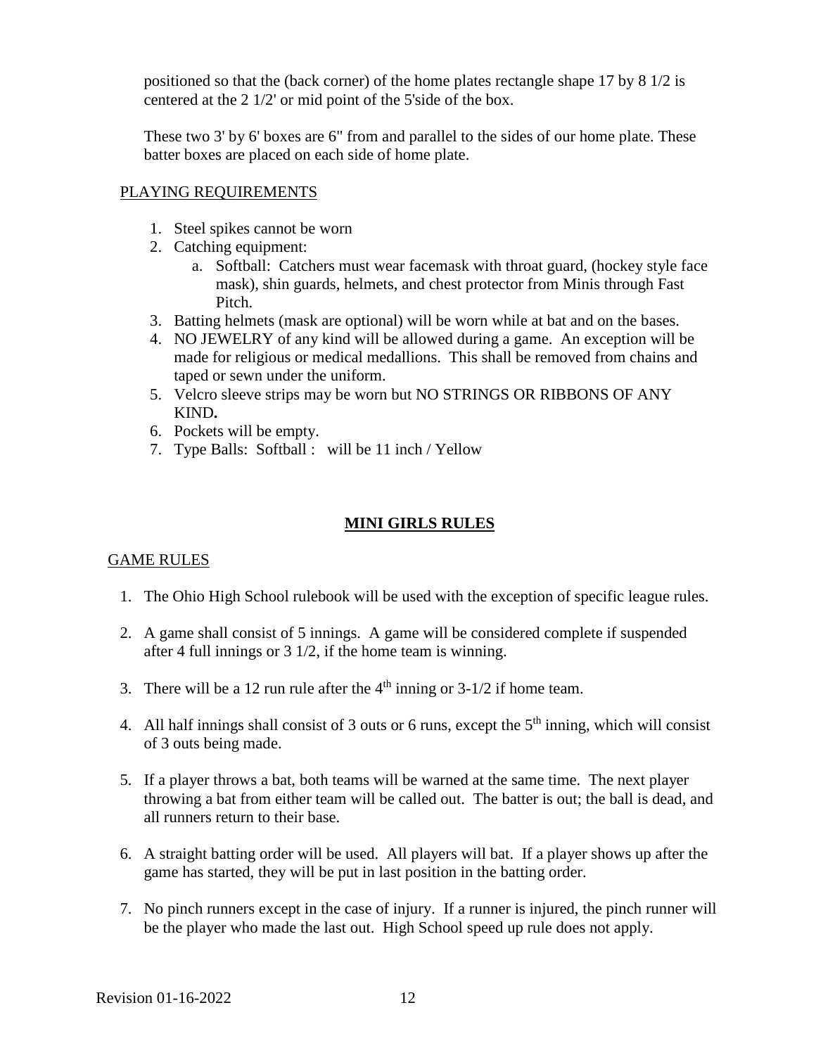positioned so that the (back corner) of the home plates rectangle shape 17 by 8 1/2 is centered at the 2 1/2' or mid point of the 5'side of the box.

These two 3' by 6' boxes are 6" from and parallel to the sides of our home plate. These batter boxes are placed on each side of home plate.

PLAYING REQUIREMENTS

1. Steel spikes cannot be worn
2. Catching equipment:
   a. Softball: Catchers must wear facemask with throat guard, (hockey style face mask), shin guards, helmets, and chest protector from Minis through Fast Pitch.
3. Batting helmets (mask are optional) will be worn while at bat and on the bases.
4. NO JEWELRY of any kind will be allowed during a game. An exception will be made for religious or medical medallions. This shall be removed from chains and taped or sewn under the uniform.
5. Velcro sleeve strips may be worn but NO STRINGS OR RIBBONS OF ANY KIND**.**
6. Pockets will be empty.
7. Type Balls: Softball : will be 11 inch / Yellow

## MINI GIRLS RULES

GAME RULES

1. The Ohio High School rulebook will be used with the exception of specific league rules.
2. A game shall consist of 5 innings. A game will be considered complete if suspended after 4 full innings or 3 1/2, if the home team is winning.
3. There will be a 12 run rule after the 4th inning or 3-1/2 if home team.
4. All half innings shall consist of 3 outs or 6 runs, except the 5th inning, which will consist of 3 outs being made.
5. If a player throws a bat, both teams will be warned at the same time. The next player throwing a bat from either team will be called out. The batter is out; the ball is dead, and all runners return to their base.
6. A straight batting order will be used. All players will bat. If a player shows up after the game has started, they will be put in last position in the batting order.
7. No pinch runners except in the case of injury. If a runner is injured, the pinch runner will be the player who made the last out. High School speed up rule does not apply.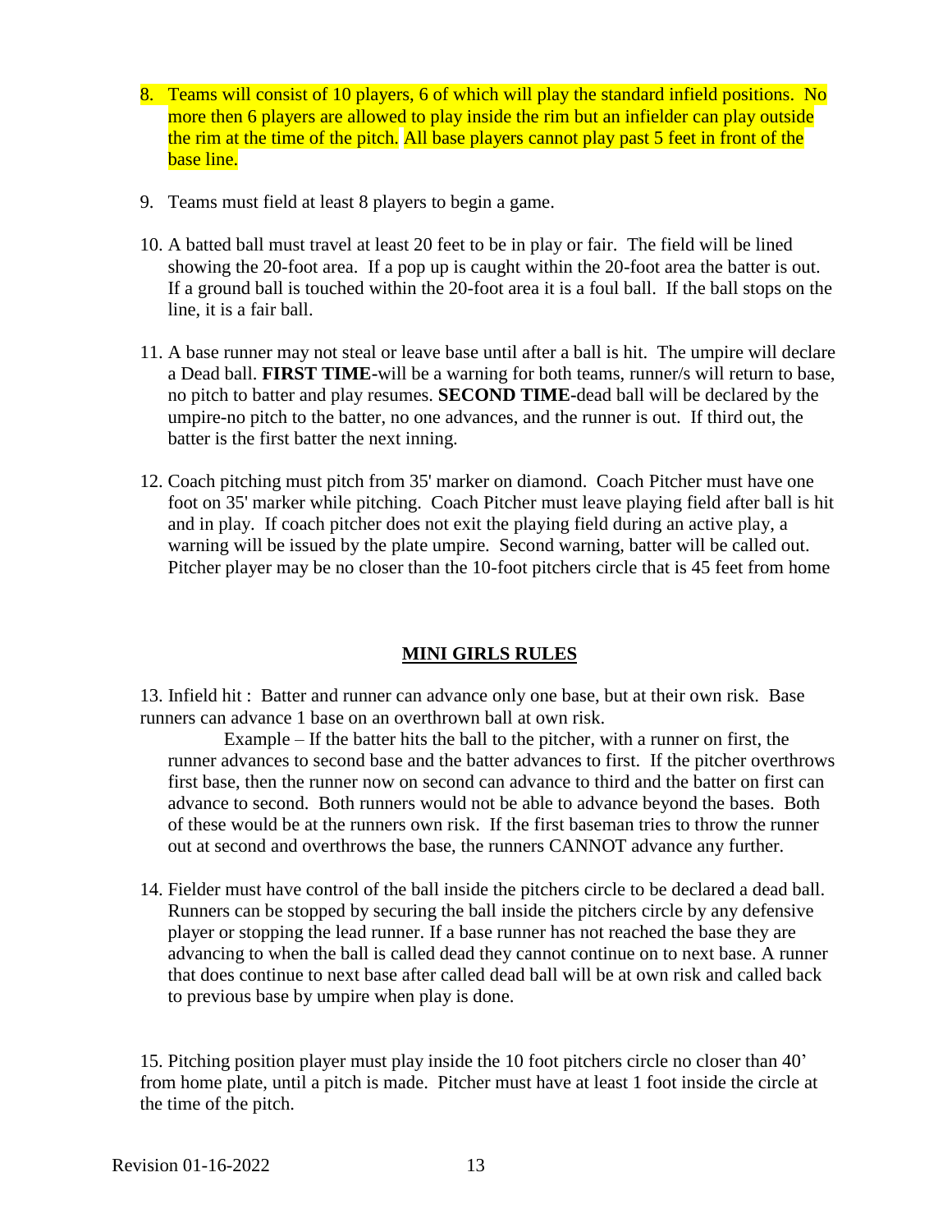8. Teams will consist of 10 players, 6 of which will play the standard infield positions. No more then 6 players are allowed to play inside the rim but an infielder can play outside the rim at the time of the pitch. All base players cannot play past 5 feet in front of the base line.

9. Teams must field at least 8 players to begin a game.

10. A batted ball must travel at least 20 feet to be in play or fair. The field will be lined showing the 20-foot area. If a pop up is caught within the 20-foot area the batter is out. If a ground ball is touched within the 20-foot area it is a foul ball. If the ball stops on the line, it is a fair ball.

11. A base runner may not steal or leave base until after a ball is hit. The umpire will declare a Dead ball. **FIRST TIME-**will be a warning for both teams, runner/s will return to base, no pitch to batter and play resumes. **SECOND TIME-**dead ball will be declared by the umpire-no pitch to the batter, no one advances, and the runner is out. If third out, the batter is the first batter the next inning.

12. Coach pitching must pitch from 35' marker on diamond. Coach Pitcher must have one foot on 35' marker while pitching. Coach Pitcher must leave playing field after ball is hit and in play. If coach pitcher does not exit the playing field during an active play, a warning will be issued by the plate umpire. Second warning, batter will be called out. Pitcher player may be no closer than the 10-foot pitchers circle that is 45 feet from home

## MINI GIRLS RULES

13. Infield hit : Batter and runner can advance only one base, but at their own risk. Base runners can advance 1 base on an overthrown ball at own risk.

    Example – If the batter hits the ball to the pitcher, with a runner on first, the runner advances to second base and the batter advances to first. If the pitcher overthrows first base, then the runner now on second can advance to third and the batter on first can advance to second. Both runners would not be able to advance beyond the bases. Both of these would be at the runners own risk. If the first baseman tries to throw the runner out at second and overthrows the base, the runners CANNOT advance any further.

14. Fielder must have control of the ball inside the pitchers circle to be declared a dead ball. Runners can be stopped by securing the ball inside the pitchers circle by any defensive player or stopping the lead runner. If a base runner has not reached the base they are advancing to when the ball is called dead they cannot continue on to next base. A runner that does continue to next base after called dead ball will be at own risk and called back to previous base by umpire when play is done.

15. Pitching position player must play inside the 10 foot pitchers circle no closer than 40' from home plate, until a pitch is made. Pitcher must have at least 1 foot inside the circle at the time of the pitch.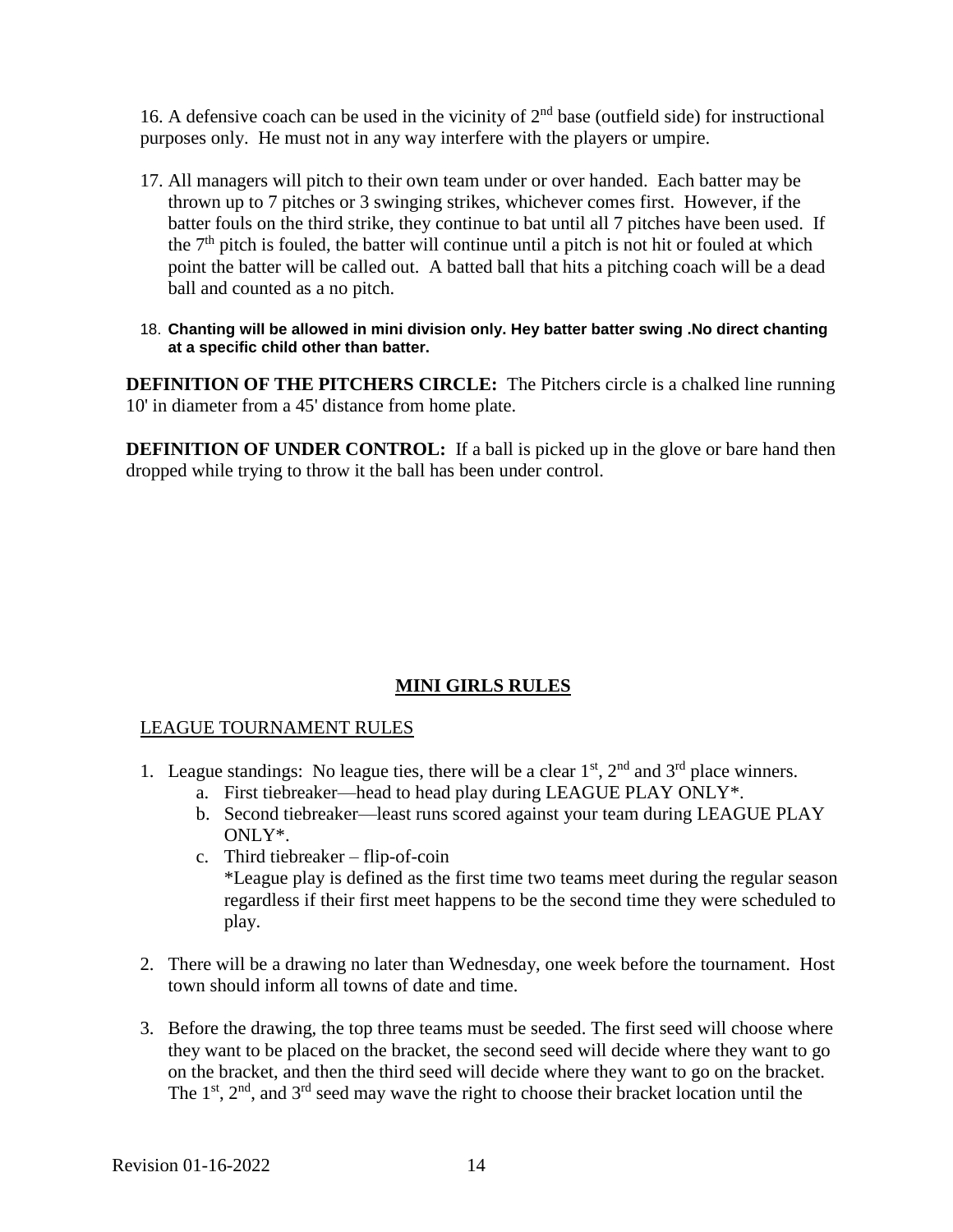16. A defensive coach can be used in the vicinity of 2nd base (outfield side) for instructional purposes only. He must not in any way interfere with the players or umpire.

17. All managers will pitch to their own team under or over handed. Each batter may be thrown up to 7 pitches or 3 swinging strikes, whichever comes first. However, if the batter fouls on the third strike, they continue to bat until all 7 pitches have been used. If the 7th pitch is fouled, the batter will continue until a pitch is not hit or fouled at which point the batter will be called out. A batted ball that hits a pitching coach will be a dead ball and counted as a no pitch.

18. **Chanting will be allowed in mini division only. Hey batter batter swing .No direct chanting at a specific child other than batter.**

**DEFINITION OF THE PITCHERS CIRCLE:** The Pitchers circle is a chalked line running 10' in diameter from a 45' distance from home plate.

**DEFINITION OF UNDER CONTROL:** If a ball is picked up in the glove or bare hand then dropped while trying to throw it the ball has been under control.

## MINI GIRLS RULES

LEAGUE TOURNAMENT RULES

1. League standings: No league ties, there will be a clear 1st, 2nd and 3rd place winners.
   a. First tiebreaker—head to head play during LEAGUE PLAY ONLY*.
   b. Second tiebreaker—least runs scored against your team during LEAGUE PLAY ONLY*.
   c. Third tiebreaker – flip-of-coin
   *League play is defined as the first time two teams meet during the regular season regardless if their first meet happens to be the second time they were scheduled to play.

2. There will be a drawing no later than Wednesday, one week before the tournament. Host town should inform all towns of date and time.

3. Before the drawing, the top three teams must be seeded. The first seed will choose where they want to be placed on the bracket, the second seed will decide where they want to go on the bracket, and then the third seed will decide where they want to go on the bracket. The 1st, 2nd, and 3rd seed may wave the right to choose their bracket location until the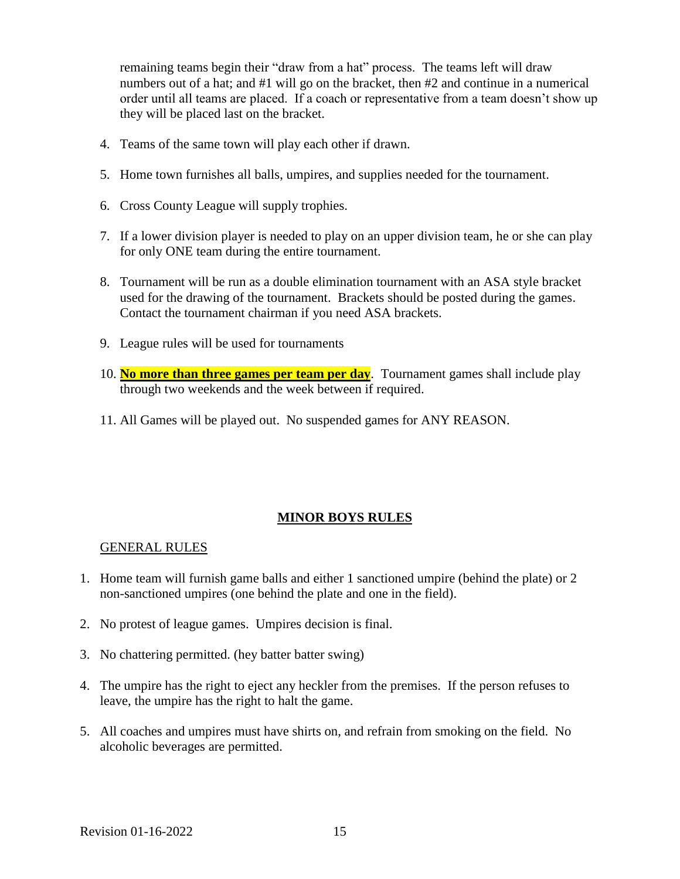remaining teams begin their "draw from a hat" process. The teams left will draw numbers out of a hat; and #1 will go on the bracket, then #2 and continue in a numerical order until all teams are placed. If a coach or representative from a team doesn't show up they will be placed last on the bracket.

4. Teams of the same town will play each other if drawn.
5. Home town furnishes all balls, umpires, and supplies needed for the tournament.
6. Cross County League will supply trophies.
7. If a lower division player is needed to play on an upper division team, he or she can play for only ONE team during the entire tournament.
8. Tournament will be run as a double elimination tournament with an ASA style bracket used for the drawing of the tournament. Brackets should be posted during the games. Contact the tournament chairman if you need ASA brackets.
9. League rules will be used for tournaments
10. **No more than three games per team per day**. Tournament games shall include play through two weekends and the week between if required.
11. All Games will be played out. No suspended games for ANY REASON.

## MINOR BOYS RULES

### GENERAL RULES

1. Home team will furnish game balls and either 1 sanctioned umpire (behind the plate) or 2 non-sanctioned umpires (one behind the plate and one in the field).
2. No protest of league games. Umpires decision is final.
3. No chattering permitted. (hey batter batter swing)
4. The umpire has the right to eject any heckler from the premises. If the person refuses to leave, the umpire has the right to halt the game.
5. All coaches and umpires must have shirts on, and refrain from smoking on the field. No alcoholic beverages are permitted.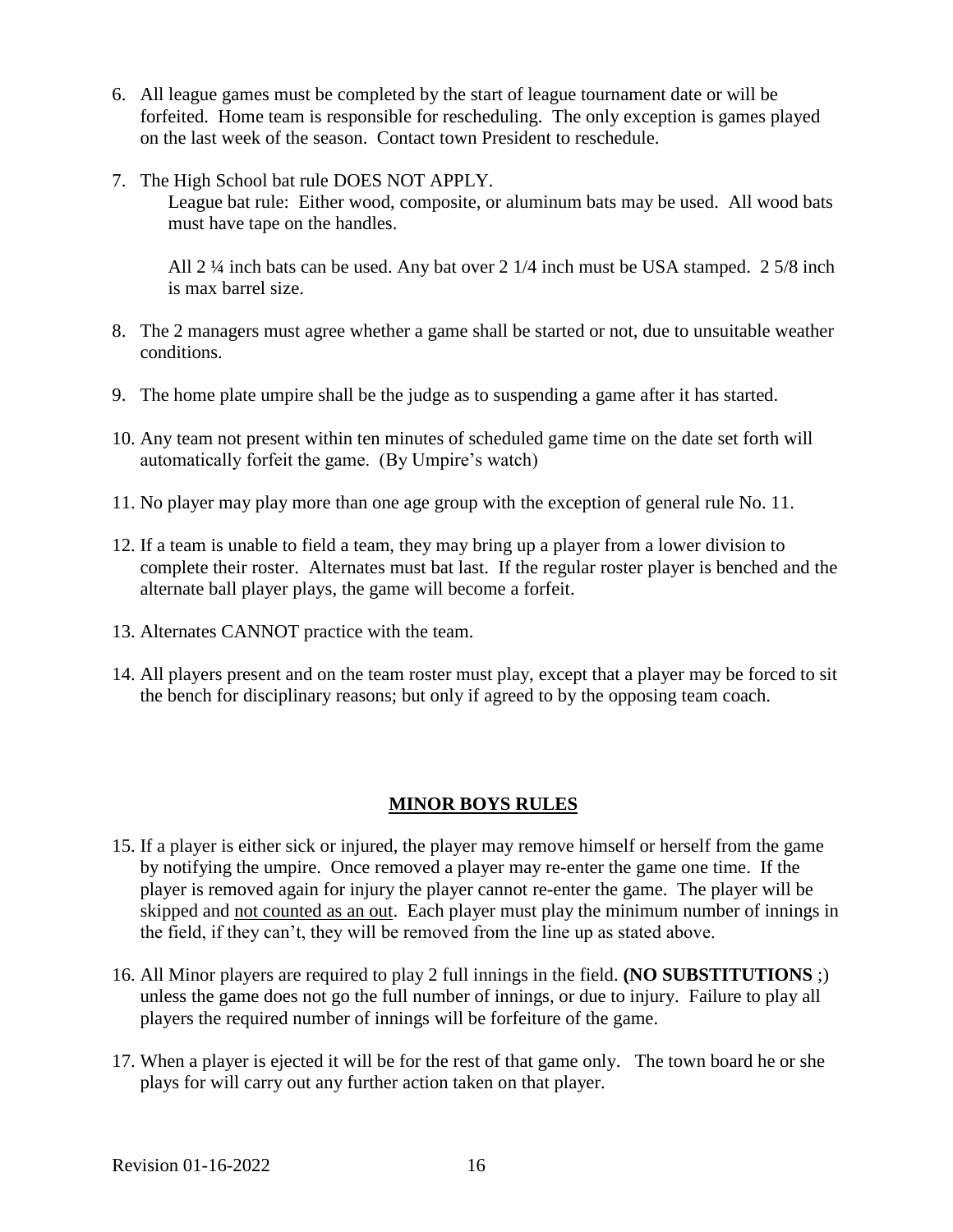6. All league games must be completed by the start of league tournament date or will be forfeited. Home team is responsible for rescheduling. The only exception is games played on the last week of the season. Contact town President to reschedule.

7. The High School bat rule DOES NOT APPLY.
   League bat rule: Either wood, composite, or aluminum bats may be used. All wood bats must have tape on the handles.

   All 2 ¼ inch bats can be used. Any bat over 2 1/4 inch must be USA stamped. 2 5/8 inch is max barrel size.

8. The 2 managers must agree whether a game shall be started or not, due to unsuitable weather conditions.

9. The home plate umpire shall be the judge as to suspending a game after it has started.

10. Any team not present within ten minutes of scheduled game time on the date set forth will automatically forfeit the game. (By Umpire's watch)

11. No player may play more than one age group with the exception of general rule No. 11.

12. If a team is unable to field a team, they may bring up a player from a lower division to complete their roster. Alternates must bat last. If the regular roster player is benched and the alternate ball player plays, the game will become a forfeit.

13. Alternates CANNOT practice with the team.

14. All players present and on the team roster must play, except that a player may be forced to sit the bench for disciplinary reasons; but only if agreed to by the opposing team coach.

## MINOR BOYS RULES

15. If a player is either sick or injured, the player may remove himself or herself from the game by notifying the umpire. Once removed a player may re-enter the game one time. If the player is removed again for injury the player cannot re-enter the game. The player will be skipped and not counted as an out. Each player must play the minimum number of innings in the field, if they can't, they will be removed from the line up as stated above.

16. All Minor players are required to play 2 full innings in the field. **(NO SUBSTITUTIONS** ;) unless the game does not go the full number of innings, or due to injury. Failure to play all players the required number of innings will be forfeiture of the game.

17. When a player is ejected it will be for the rest of that game only. The town board he or she plays for will carry out any further action taken on that player.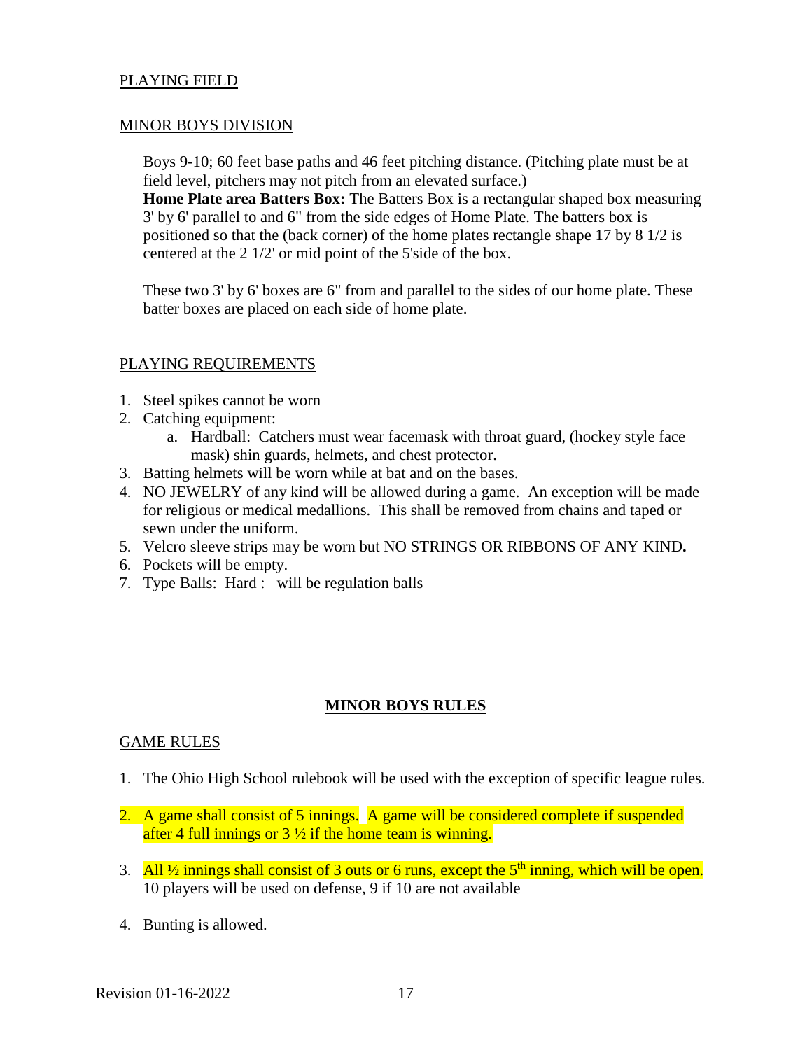PLAYING FIELD

MINOR BOYS DIVISION

Boys 9-10; 60 feet base paths and 46 feet pitching distance. (Pitching plate must be at field level, pitchers may not pitch from an elevated surface.)
**Home Plate area Batters Box:** The Batters Box is a rectangular shaped box measuring 3' by 6' parallel to and 6" from the side edges of Home Plate. The batters box is positioned so that the (back corner) of the home plates rectangle shape 17 by 8 1/2 is centered at the 2 1/2' or mid point of the 5'side of the box.

These two 3' by 6' boxes are 6" from and parallel to the sides of our home plate. These batter boxes are placed on each side of home plate.

PLAYING REQUIREMENTS

1. Steel spikes cannot be worn
2. Catching equipment:
   a. Hardball: Catchers must wear facemask with throat guard, (hockey style face mask) shin guards, helmets, and chest protector.
3. Batting helmets will be worn while at bat and on the bases.
4. NO JEWELRY of any kind will be allowed during a game. An exception will be made for religious or medical medallions. This shall be removed from chains and taped or sewn under the uniform.
5. Velcro sleeve strips may be worn but NO STRINGS OR RIBBONS OF ANY KIND**.**
6. Pockets will be empty.
7. Type Balls: Hard : will be regulation balls

## MINOR BOYS RULES

GAME RULES

1. The Ohio High School rulebook will be used with the exception of specific league rules.

2. A game shall consist of 5 innings. A game will be considered complete if suspended after 4 full innings or 3 ½ if the home team is winning.

3. All ½ innings shall consist of 3 outs or 6 runs, except the 5th inning, which will be open. 10 players will be used on defense, 9 if 10 are not available

4. Bunting is allowed.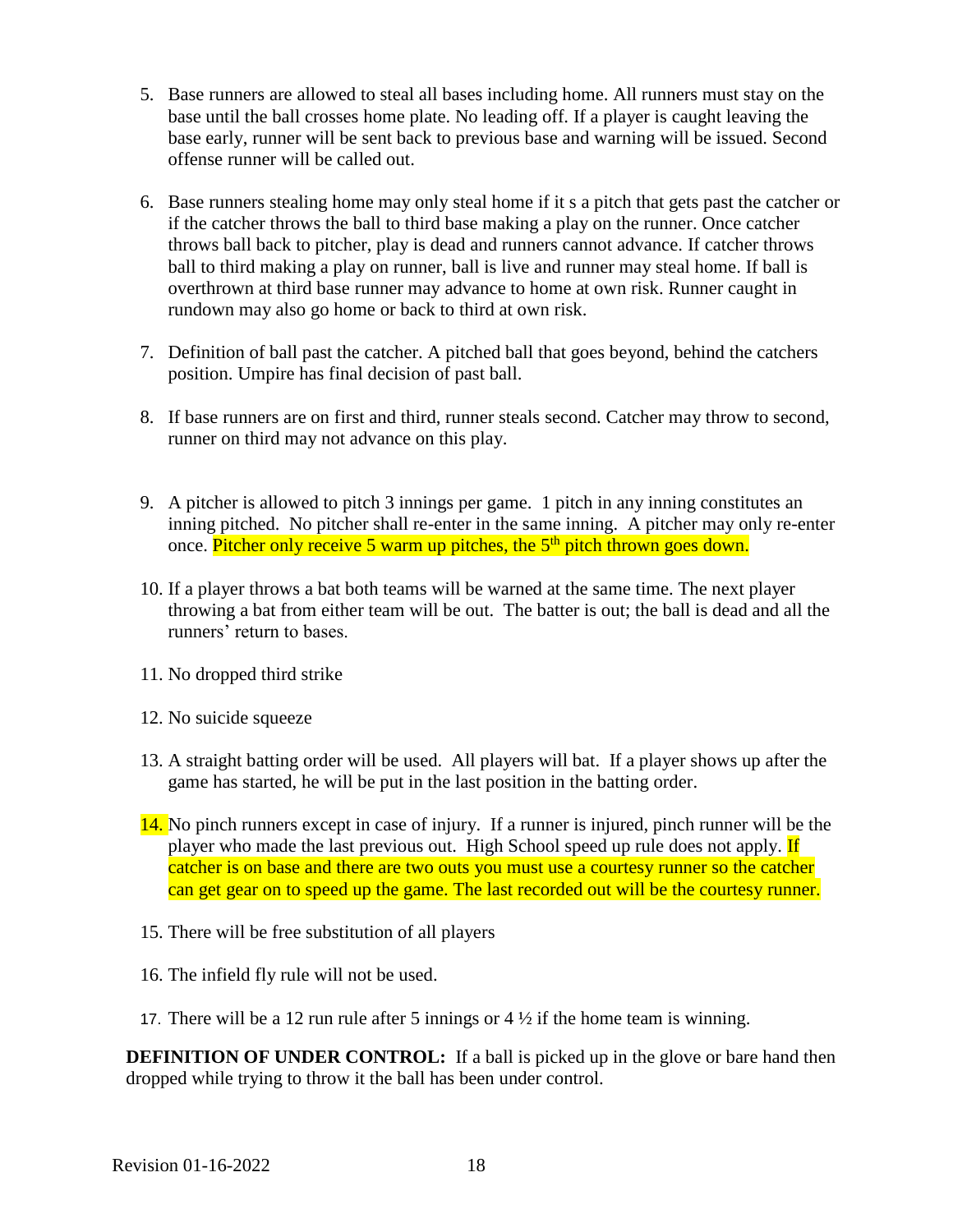5. Base runners are allowed to steal all bases including home. All runners must stay on the base until the ball crosses home plate. No leading off. If a player is caught leaving the base early, runner will be sent back to previous base and warning will be issued. Second offense runner will be called out.

6. Base runners stealing home may only steal home if it s a pitch that gets past the catcher or if the catcher throws the ball to third base making a play on the runner. Once catcher throws ball back to pitcher, play is dead and runners cannot advance. If catcher throws ball to third making a play on runner, ball is live and runner may steal home. If ball is overthrown at third base runner may advance to home at own risk. Runner caught in rundown may also go home or back to third at own risk.

7. Definition of ball past the catcher. A pitched ball that goes beyond, behind the catchers position. Umpire has final decision of past ball.

8. If base runners are on first and third, runner steals second. Catcher may throw to second, runner on third may not advance on this play.

9. A pitcher is allowed to pitch 3 innings per game. 1 pitch in any inning constitutes an inning pitched. No pitcher shall re-enter in the same inning. A pitcher may only re-enter once. Pitcher only receive 5 warm up pitches, the 5th pitch thrown goes down.

10. If a player throws a bat both teams will be warned at the same time. The next player throwing a bat from either team will be out. The batter is out; the ball is dead and all the runners' return to bases.

11. No dropped third strike

12. No suicide squeeze

13. A straight batting order will be used. All players will bat. If a player shows up after the game has started, he will be put in the last position in the batting order.

14. No pinch runners except in case of injury. If a runner is injured, pinch runner will be the player who made the last previous out. High School speed up rule does not apply. If catcher is on base and there are two outs you must use a courtesy runner so the catcher can get gear on to speed up the game. The last recorded out will be the courtesy runner.

15. There will be free substitution of all players

16. The infield fly rule will not be used.

17. There will be a 12 run rule after 5 innings or 4 ½ if the home team is winning.

**DEFINITION OF UNDER CONTROL:** If a ball is picked up in the glove or bare hand then dropped while trying to throw it the ball has been under control.

Revision 01-16-2022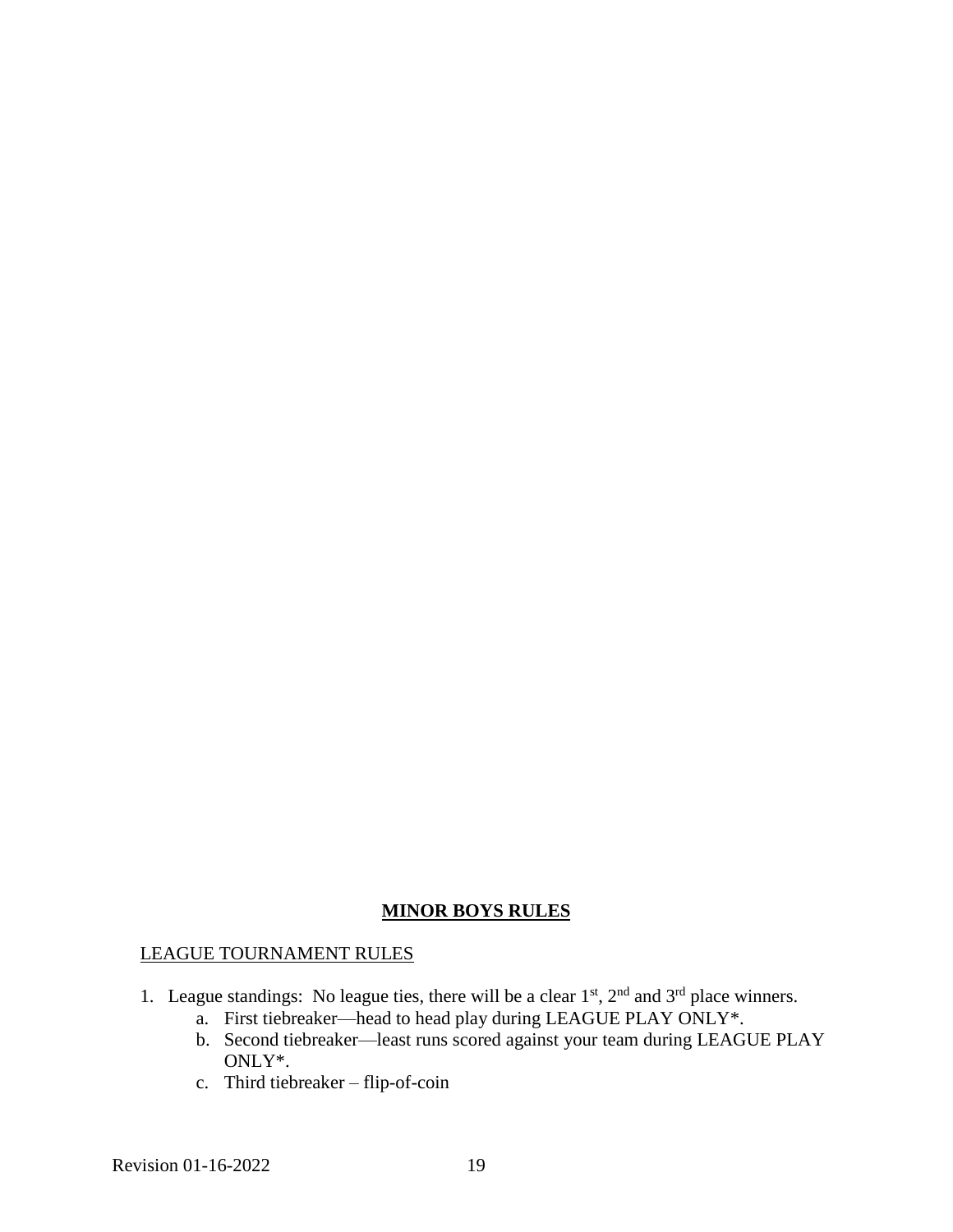## MINOR BOYS RULES

LEAGUE TOURNAMENT RULES

1. League standings: No league ties, there will be a clear 1st, 2nd and 3rd place winners.
   a. First tiebreaker—head to head play during LEAGUE PLAY ONLY*.
   b. Second tiebreaker—least runs scored against your team during LEAGUE PLAY ONLY*.
   c. Third tiebreaker – flip-of-coin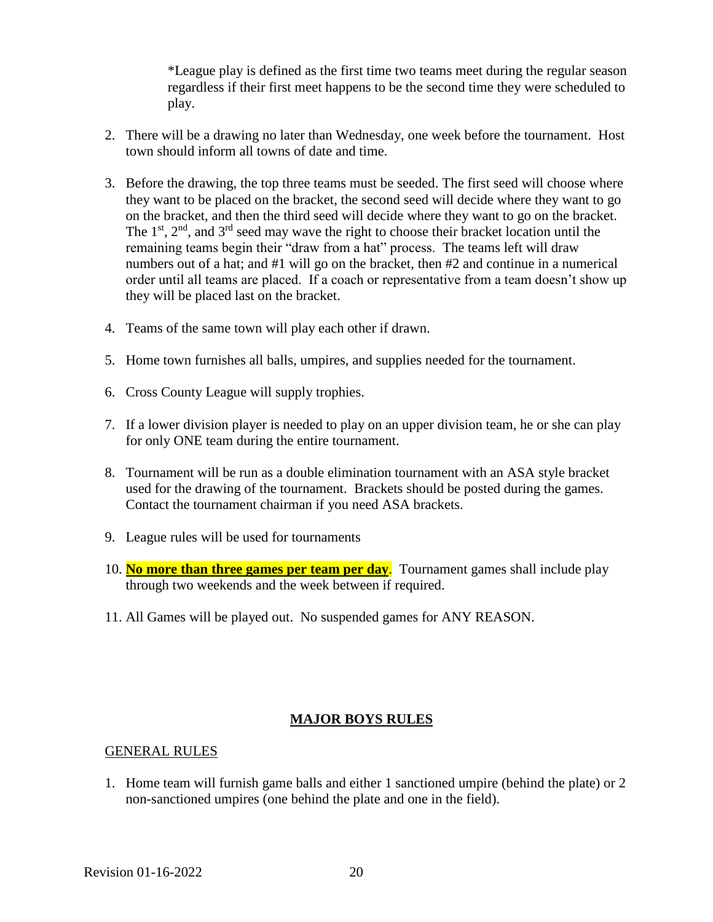*League play is defined as the first time two teams meet during the regular season regardless if their first meet happens to be the second time they were scheduled to play.

2. There will be a drawing no later than Wednesday, one week before the tournament. Host town should inform all towns of date and time.

3. Before the drawing, the top three teams must be seeded. The first seed will choose where they want to be placed on the bracket, the second seed will decide where they want to go on the bracket, and then the third seed will decide where they want to go on the bracket. The 1st, 2nd, and 3rd seed may wave the right to choose their bracket location until the remaining teams begin their "draw from a hat" process. The teams left will draw numbers out of a hat; and #1 will go on the bracket, then #2 and continue in a numerical order until all teams are placed. If a coach or representative from a team doesn't show up they will be placed last on the bracket.

4. Teams of the same town will play each other if drawn.

5. Home town furnishes all balls, umpires, and supplies needed for the tournament.

6. Cross County League will supply trophies.

7. If a lower division player is needed to play on an upper division team, he or she can play for only ONE team during the entire tournament.

8. Tournament will be run as a double elimination tournament with an ASA style bracket used for the drawing of the tournament. Brackets should be posted during the games. Contact the tournament chairman if you need ASA brackets.

9. League rules will be used for tournaments

10. **No more than three games per team per day**. Tournament games shall include play through two weekends and the week between if required.

11. All Games will be played out. No suspended games for ANY REASON.

## MAJOR BOYS RULES

### GENERAL RULES

1. Home team will furnish game balls and either 1 sanctioned umpire (behind the plate) or 2 non-sanctioned umpires (one behind the plate and one in the field).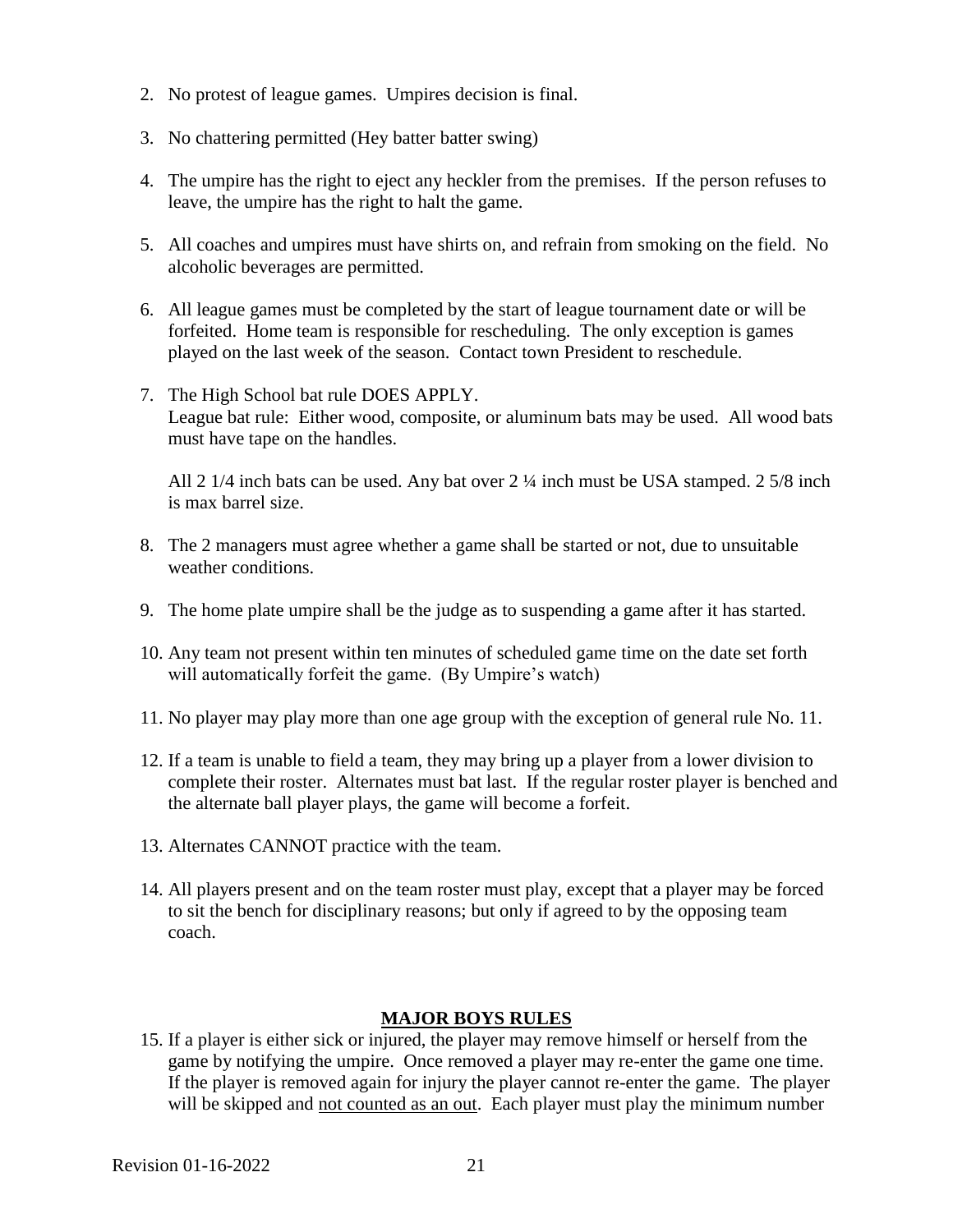2. No protest of league games. Umpires decision is final.

3. No chattering permitted (Hey batter batter swing)

4. The umpire has the right to eject any heckler from the premises. If the person refuses to leave, the umpire has the right to halt the game.

5. All coaches and umpires must have shirts on, and refrain from smoking on the field. No alcoholic beverages are permitted.

6. All league games must be completed by the start of league tournament date or will be forfeited. Home team is responsible for rescheduling. The only exception is games played on the last week of the season. Contact town President to reschedule.

7. The High School bat rule DOES APPLY.
   League bat rule: Either wood, composite, or aluminum bats may be used. All wood bats must have tape on the handles.

   All 2 1/4 inch bats can be used. Any bat over 2 ¼ inch must be USA stamped. 2 5/8 inch is max barrel size.

8. The 2 managers must agree whether a game shall be started or not, due to unsuitable weather conditions.

9. The home plate umpire shall be the judge as to suspending a game after it has started.

10. Any team not present within ten minutes of scheduled game time on the date set forth will automatically forfeit the game. (By Umpire's watch)

11. No player may play more than one age group with the exception of general rule No. 11.

12. If a team is unable to field a team, they may bring up a player from a lower division to complete their roster. Alternates must bat last. If the regular roster player is benched and the alternate ball player plays, the game will become a forfeit.

13. Alternates CANNOT practice with the team.

14. All players present and on the team roster must play, except that a player may be forced to sit the bench for disciplinary reasons; but only if agreed to by the opposing team coach.

## MAJOR BOYS RULES

15. If a player is either sick or injured, the player may remove himself or herself from the game by notifying the umpire. Once removed a player may re-enter the game one time. If the player is removed again for injury the player cannot re-enter the game. The player will be skipped and not counted as an out. Each player must play the minimum number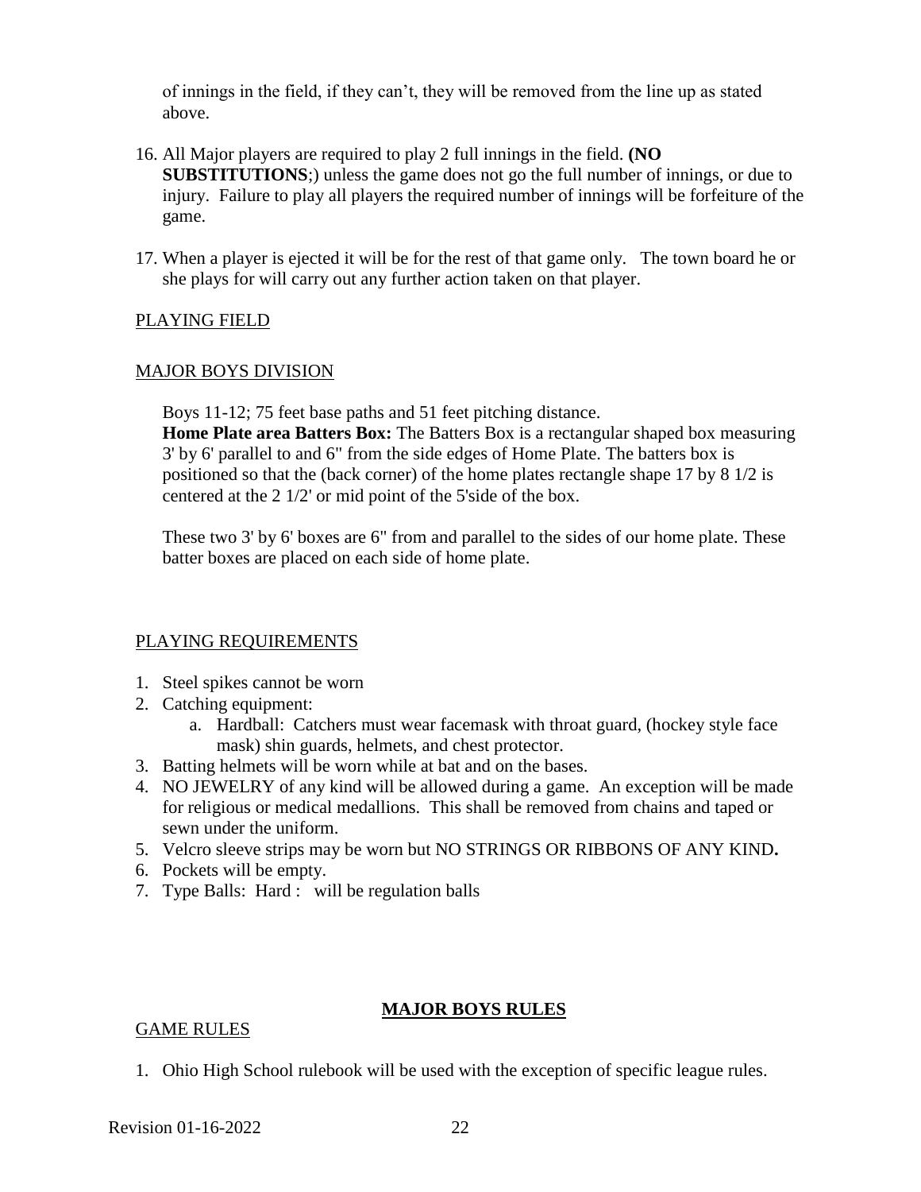of innings in the field, if they can't, they will be removed from the line up as stated above.

16. All Major players are required to play 2 full innings in the field. **(NO SUBSTITUTIONS**;) unless the game does not go the full number of innings, or due to injury. Failure to play all players the required number of innings will be forfeiture of the game.

17. When a player is ejected it will be for the rest of that game only. The town board he or she plays for will carry out any further action taken on that player.

PLAYING FIELD

MAJOR BOYS DIVISION

Boys 11-12; 75 feet base paths and 51 feet pitching distance.
**Home Plate area Batters Box:** The Batters Box is a rectangular shaped box measuring 3' by 6' parallel to and 6" from the side edges of Home Plate. The batters box is positioned so that the (back corner) of the home plates rectangle shape 17 by 8 1/2 is centered at the 2 1/2' or mid point of the 5'side of the box.

These two 3' by 6' boxes are 6" from and parallel to the sides of our home plate. These batter boxes are placed on each side of home plate.

PLAYING REQUIREMENTS

1. Steel spikes cannot be worn
2. Catching equipment:
    a. Hardball: Catchers must wear facemask with throat guard, (hockey style face mask) shin guards, helmets, and chest protector.
3. Batting helmets will be worn while at bat and on the bases.
4. NO JEWELRY of any kind will be allowed during a game. An exception will be made for religious or medical medallions. This shall be removed from chains and taped or sewn under the uniform.
5. Velcro sleeve strips may be worn but NO STRINGS OR RIBBONS OF ANY KIND**.**
6. Pockets will be empty.
7. Type Balls: Hard : will be regulation balls

## MAJOR BOYS RULES

GAME RULES

1. Ohio High School rulebook will be used with the exception of specific league rules.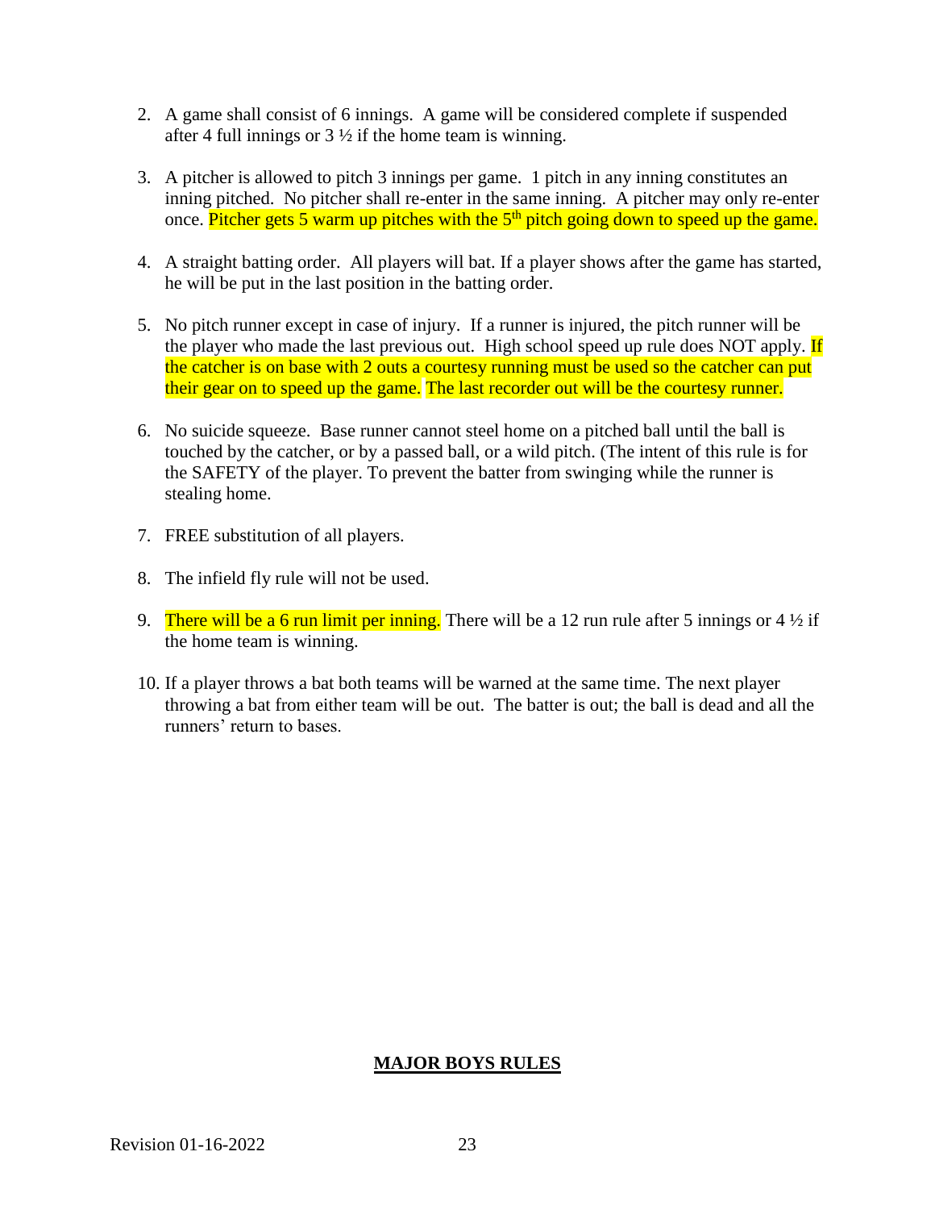2. A game shall consist of 6 innings. A game will be considered complete if suspended after 4 full innings or 3 ½ if the home team is winning.

3. A pitcher is allowed to pitch 3 innings per game. 1 pitch in any inning constitutes an inning pitched. No pitcher shall re-enter in the same inning. A pitcher may only re-enter once. Pitcher gets 5 warm up pitches with the 5th pitch going down to speed up the game.

4. A straight batting order. All players will bat. If a player shows after the game has started, he will be put in the last position in the batting order.

5. No pitch runner except in case of injury. If a runner is injured, the pitch runner will be the player who made the last previous out. High school speed up rule does NOT apply. If the catcher is on base with 2 outs a courtesy running must be used so the catcher can put their gear on to speed up the game. The last recorder out will be the courtesy runner.

6. No suicide squeeze. Base runner cannot steel home on a pitched ball until the ball is touched by the catcher, or by a passed ball, or a wild pitch. (The intent of this rule is for the SAFETY of the player. To prevent the batter from swinging while the runner is stealing home.

7. FREE substitution of all players.

8. The infield fly rule will not be used.

9. There will be a 6 run limit per inning. There will be a 12 run rule after 5 innings or 4 ½ if the home team is winning.

10. If a player throws a bat both teams will be warned at the same time. The next player throwing a bat from either team will be out. The batter is out; the ball is dead and all the runners' return to bases.

## **MAJOR BOYS RULES**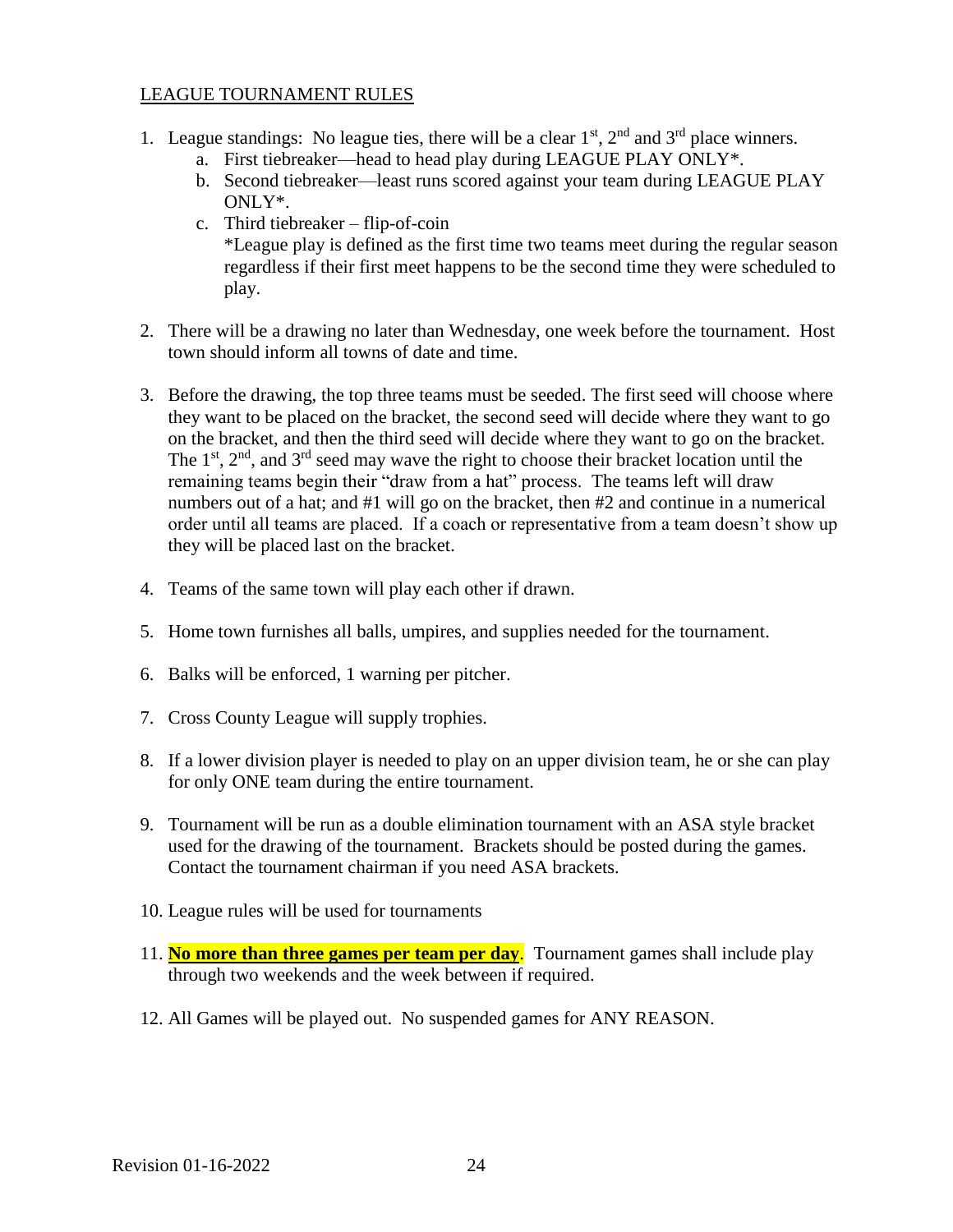## LEAGUE TOURNAMENT RULES

1. League standings: No league ties, there will be a clear 1st, 2nd and 3rd place winners.
   a. First tiebreaker—head to head play during LEAGUE PLAY ONLY*.
   b. Second tiebreaker—least runs scored against your team during LEAGUE PLAY ONLY*.
   c. Third tiebreaker – flip-of-coin

      *League play is defined as the first time two teams meet during the regular season regardless if their first meet happens to be the second time they were scheduled to play.

2. There will be a drawing no later than Wednesday, one week before the tournament. Host town should inform all towns of date and time.

3. Before the drawing, the top three teams must be seeded. The first seed will choose where they want to be placed on the bracket, the second seed will decide where they want to go on the bracket, and then the third seed will decide where they want to go on the bracket. The 1st, 2nd, and 3rd seed may wave the right to choose their bracket location until the remaining teams begin their "draw from a hat" process. The teams left will draw numbers out of a hat; and #1 will go on the bracket, then #2 and continue in a numerical order until all teams are placed. If a coach or representative from a team doesn't show up they will be placed last on the bracket.

4. Teams of the same town will play each other if drawn.

5. Home town furnishes all balls, umpires, and supplies needed for the tournament.

6. Balks will be enforced, 1 warning per pitcher.

7. Cross County League will supply trophies.

8. If a lower division player is needed to play on an upper division team, he or she can play for only ONE team during the entire tournament.

9. Tournament will be run as a double elimination tournament with an ASA style bracket used for the drawing of the tournament. Brackets should be posted during the games. Contact the tournament chairman if you need ASA brackets.

10. League rules will be used for tournaments

11. **No more than three games per team per day**. Tournament games shall include play through two weekends and the week between if required.

12. All Games will be played out. No suspended games for ANY REASON.

Revision 01-16-2022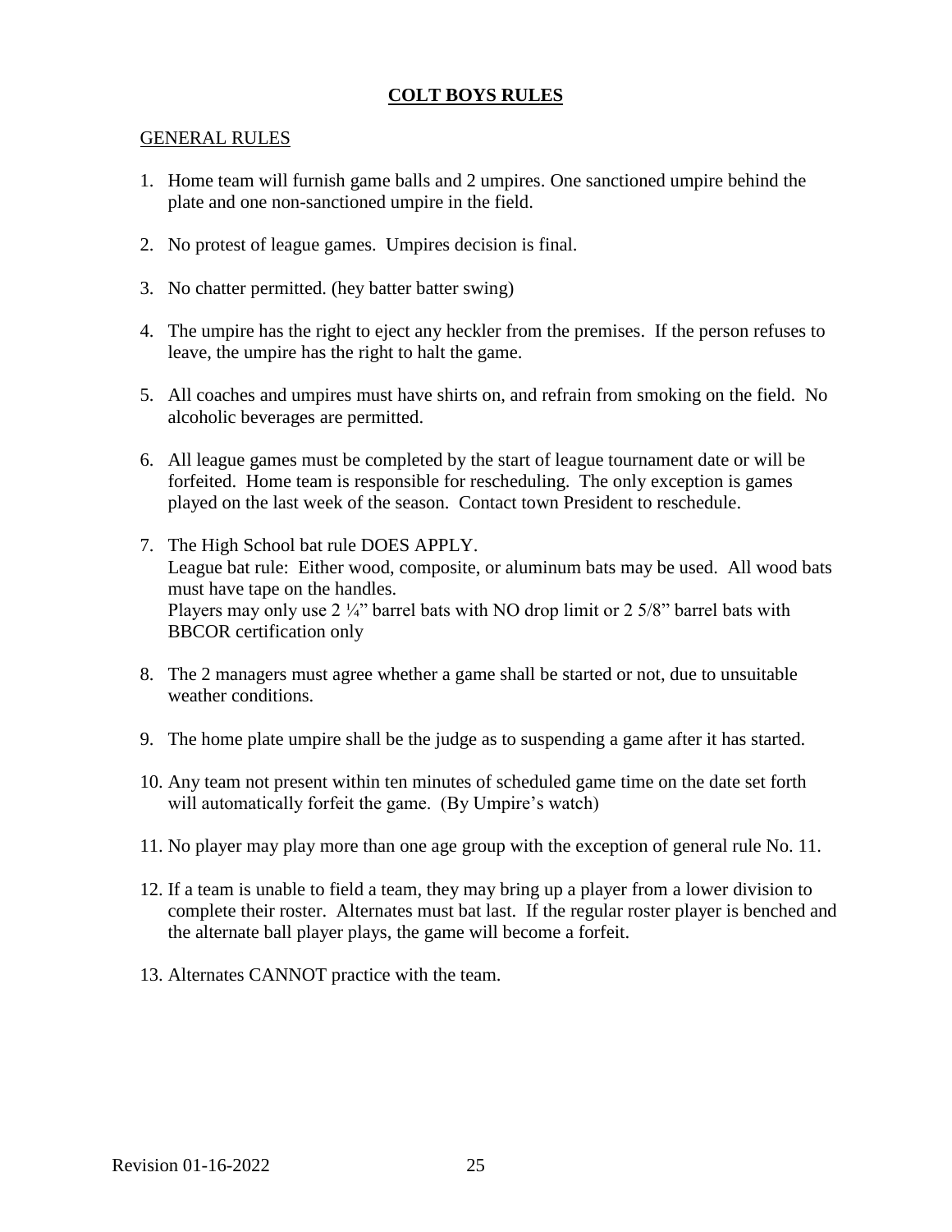# COLT BOYS RULES

## GENERAL RULES

1. Home team will furnish game balls and 2 umpires. One sanctioned umpire behind the plate and one non-sanctioned umpire in the field.

2. No protest of league games. Umpires decision is final.

3. No chatter permitted. (hey batter batter swing)

4. The umpire has the right to eject any heckler from the premises. If the person refuses to leave, the umpire has the right to halt the game.

5. All coaches and umpires must have shirts on, and refrain from smoking on the field. No alcoholic beverages are permitted.

6. All league games must be completed by the start of league tournament date or will be forfeited. Home team is responsible for rescheduling. The only exception is games played on the last week of the season. Contact town President to reschedule.

7. The High School bat rule DOES APPLY.
   League bat rule: Either wood, composite, or aluminum bats may be used. All wood bats must have tape on the handles.
   Players may only use 2 ¼" barrel bats with NO drop limit or 2 5/8" barrel bats with BBCOR certification only

8. The 2 managers must agree whether a game shall be started or not, due to unsuitable weather conditions.

9. The home plate umpire shall be the judge as to suspending a game after it has started.

10. Any team not present within ten minutes of scheduled game time on the date set forth will automatically forfeit the game. (By Umpire's watch)

11. No player may play more than one age group with the exception of general rule No. 11.

12. If a team is unable to field a team, they may bring up a player from a lower division to complete their roster. Alternates must bat last. If the regular roster player is benched and the alternate ball player plays, the game will become a forfeit.

13. Alternates CANNOT practice with the team.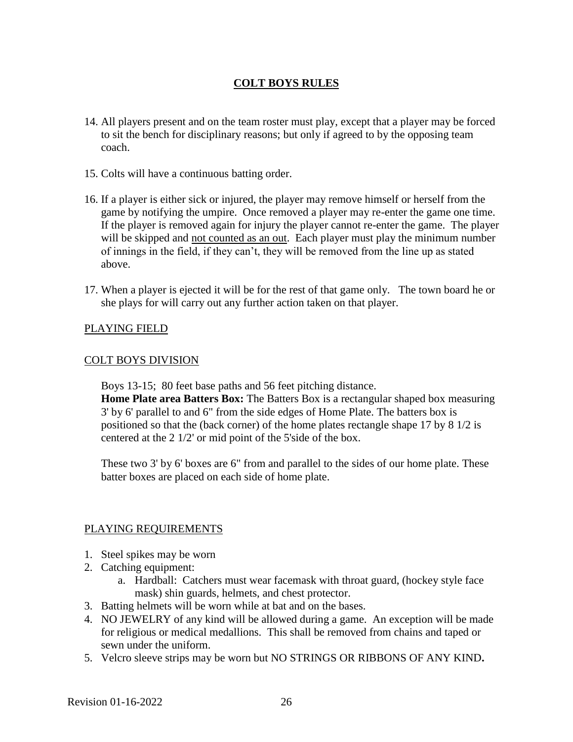# COLT BOYS RULES

14. All players present and on the team roster must play, except that a player may be forced to sit the bench for disciplinary reasons; but only if agreed to by the opposing team coach.

15. Colts will have a continuous batting order.

16. If a player is either sick or injured, the player may remove himself or herself from the game by notifying the umpire. Once removed a player may re-enter the game one time. If the player is removed again for injury the player cannot re-enter the game. The player will be skipped and <u>not counted as an out</u>. Each player must play the minimum number of innings in the field, if they can't, they will be removed from the line up as stated above.

17. When a player is ejected it will be for the rest of that game only. The town board he or she plays for will carry out any further action taken on that player.

## PLAYING FIELD

## COLT BOYS DIVISION

Boys 13-15; 80 feet base paths and 56 feet pitching distance.
**Home Plate area Batters Box:** The Batters Box is a rectangular shaped box measuring 3' by 6' parallel to and 6" from the side edges of Home Plate. The batters box is positioned so that the (back corner) of the home plates rectangle shape 17 by 8 1/2 is centered at the 2 1/2' or mid point of the 5'side of the box.

These two 3' by 6' boxes are 6" from and parallel to the sides of our home plate. These batter boxes are placed on each side of home plate.

## PLAYING REQUIREMENTS

1. Steel spikes may be worn
2. Catching equipment:
    a. Hardball: Catchers must wear facemask with throat guard, (hockey style face mask) shin guards, helmets, and chest protector.
3. Batting helmets will be worn while at bat and on the bases.
4. NO JEWELRY of any kind will be allowed during a game. An exception will be made for religious or medical medallions. This shall be removed from chains and taped or sewn under the uniform.
5. Velcro sleeve strips may be worn but NO STRINGS OR RIBBONS OF ANY KIND**.**

Revision 01-16-2022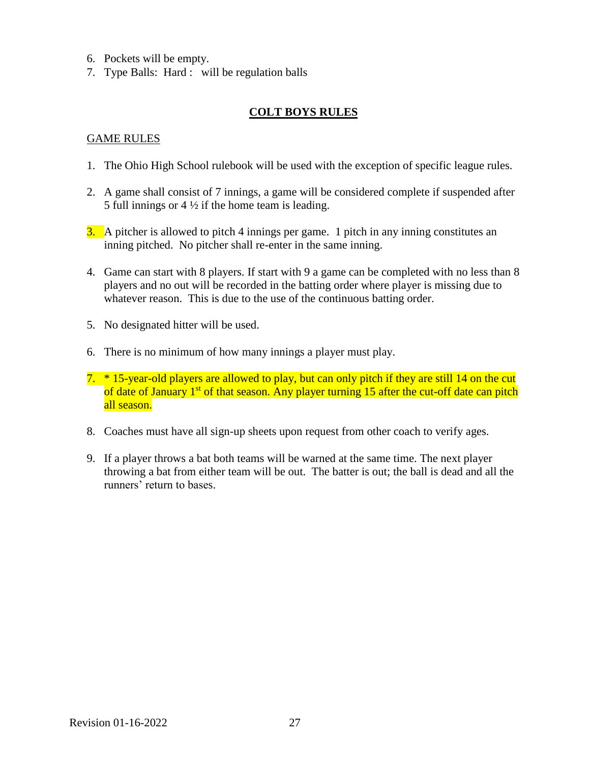6. Pockets will be empty.
7. Type Balls: Hard : will be regulation balls

## COLT BOYS RULES

GAME RULES

1. The Ohio High School rulebook will be used with the exception of specific league rules.

2. A game shall consist of 7 innings, a game will be considered complete if suspended after 5 full innings or 4 ½ if the home team is leading.

3. A pitcher is allowed to pitch 4 innings per game. 1 pitch in any inning constitutes an inning pitched. No pitcher shall re-enter in the same inning.

4. Game can start with 8 players. If start with 9 a game can be completed with no less than 8 players and no out will be recorded in the batting order where player is missing due to whatever reason. This is due to the use of the continuous batting order.

5. No designated hitter will be used.

6. There is no minimum of how many innings a player must play.

7. * 15-year-old players are allowed to play, but can only pitch if they are still 14 on the cut of date of January 1st of that season. Any player turning 15 after the cut-off date can pitch all season.

8. Coaches must have all sign-up sheets upon request from other coach to verify ages.

9. If a player throws a bat both teams will be warned at the same time. The next player throwing a bat from either team will be out. The batter is out; the ball is dead and all the runners' return to bases.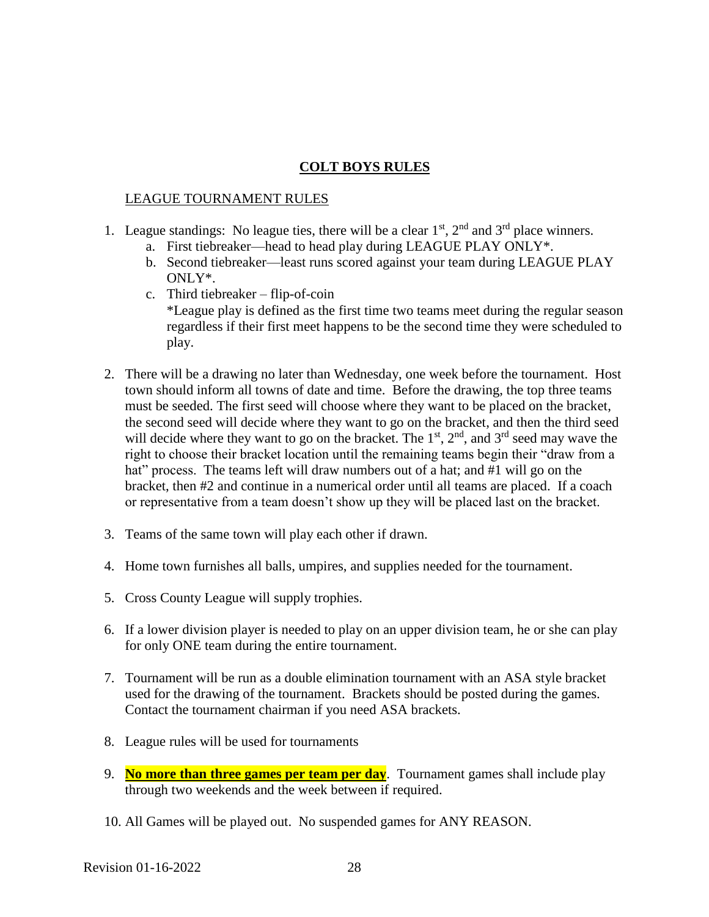# COLT BOYS RULES

## LEAGUE TOURNAMENT RULES

1. League standings: No league ties, there will be a clear 1st, 2nd and 3rd place winners.
   a. First tiebreaker—head to head play during LEAGUE PLAY ONLY*.
   b. Second tiebreaker—least runs scored against your team during LEAGUE PLAY ONLY*.
   c. Third tiebreaker – flip-of-coin
   *League play is defined as the first time two teams meet during the regular season regardless if their first meet happens to be the second time they were scheduled to play.

2. There will be a drawing no later than Wednesday, one week before the tournament. Host town should inform all towns of date and time. Before the drawing, the top three teams must be seeded. The first seed will choose where they want to be placed on the bracket, the second seed will decide where they want to go on the bracket, and then the third seed will decide where they want to go on the bracket. The 1st, 2nd, and 3rd seed may wave the right to choose their bracket location until the remaining teams begin their "draw from a hat" process. The teams left will draw numbers out of a hat; and #1 will go on the bracket, then #2 and continue in a numerical order until all teams are placed. If a coach or representative from a team doesn't show up they will be placed last on the bracket.

3. Teams of the same town will play each other if drawn.

4. Home town furnishes all balls, umpires, and supplies needed for the tournament.

5. Cross County League will supply trophies.

6. If a lower division player is needed to play on an upper division team, he or she can play for only ONE team during the entire tournament.

7. Tournament will be run as a double elimination tournament with an ASA style bracket used for the drawing of the tournament. Brackets should be posted during the games. Contact the tournament chairman if you need ASA brackets.

8. League rules will be used for tournaments

9. **No more than three games per team per day**. Tournament games shall include play through two weekends and the week between if required.

10. All Games will be played out. No suspended games for ANY REASON.

Revision 01-16-2022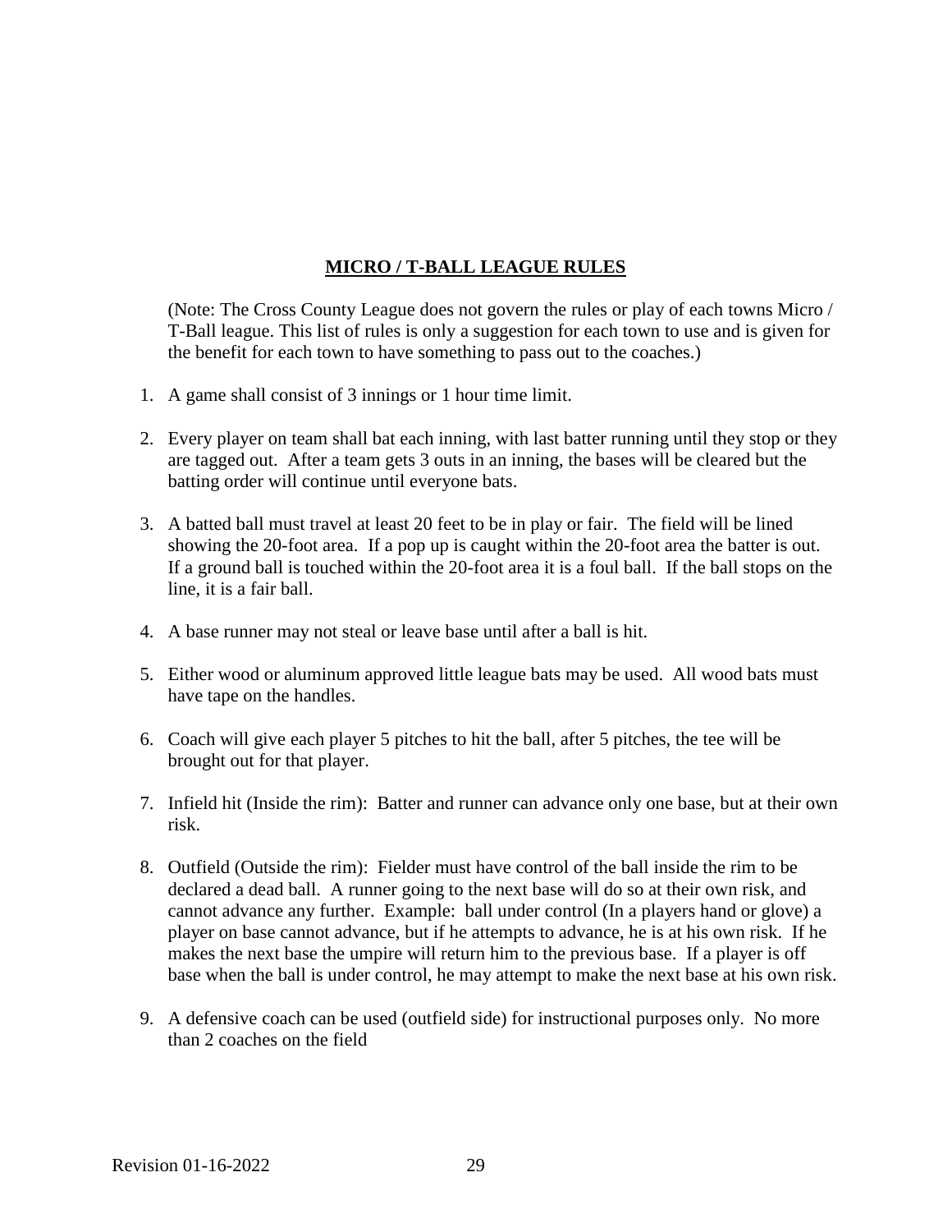## **MICRO / T-BALL LEAGUE RULES**

(Note: The Cross County League does not govern the rules or play of each towns Micro / T-Ball league. This list of rules is only a suggestion for each town to use and is given for the benefit for each town to have something to pass out to the coaches.)

1. A game shall consist of 3 innings or 1 hour time limit.

2. Every player on team shall bat each inning, with last batter running until they stop or they are tagged out. After a team gets 3 outs in an inning, the bases will be cleared but the batting order will continue until everyone bats.

3. A batted ball must travel at least 20 feet to be in play or fair. The field will be lined showing the 20-foot area. If a pop up is caught within the 20-foot area the batter is out. If a ground ball is touched within the 20-foot area it is a foul ball. If the ball stops on the line, it is a fair ball.

4. A base runner may not steal or leave base until after a ball is hit.

5. Either wood or aluminum approved little league bats may be used. All wood bats must have tape on the handles.

6. Coach will give each player 5 pitches to hit the ball, after 5 pitches, the tee will be brought out for that player.

7. Infield hit (Inside the rim): Batter and runner can advance only one base, but at their own risk.

8. Outfield (Outside the rim): Fielder must have control of the ball inside the rim to be declared a dead ball. A runner going to the next base will do so at their own risk, and cannot advance any further. Example: ball under control (In a players hand or glove) a player on base cannot advance, but if he attempts to advance, he is at his own risk. If he makes the next base the umpire will return him to the previous base. If a player is off base when the ball is under control, he may attempt to make the next base at his own risk.

9. A defensive coach can be used (outfield side) for instructional purposes only. No more than 2 coaches on the field

Revision 01-16-2022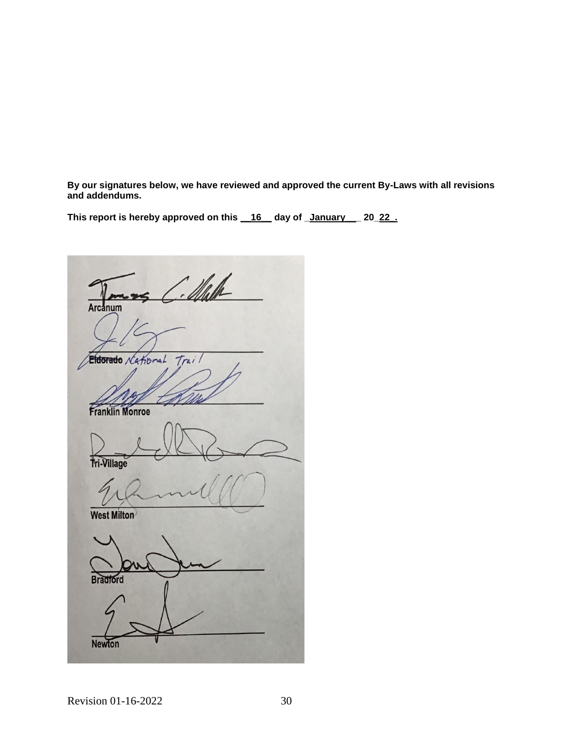**By our signatures below, we have reviewed and approved the current By-Laws with all revisions and addendums.**

**This report is hereby approved on this __16__ day of _January___ 20_22_.**

Arcanum

Eldorado National Trail

Franklin Monroe

Tri-Village

West Milton

Bradford

Newton

Revision 01-16-2022